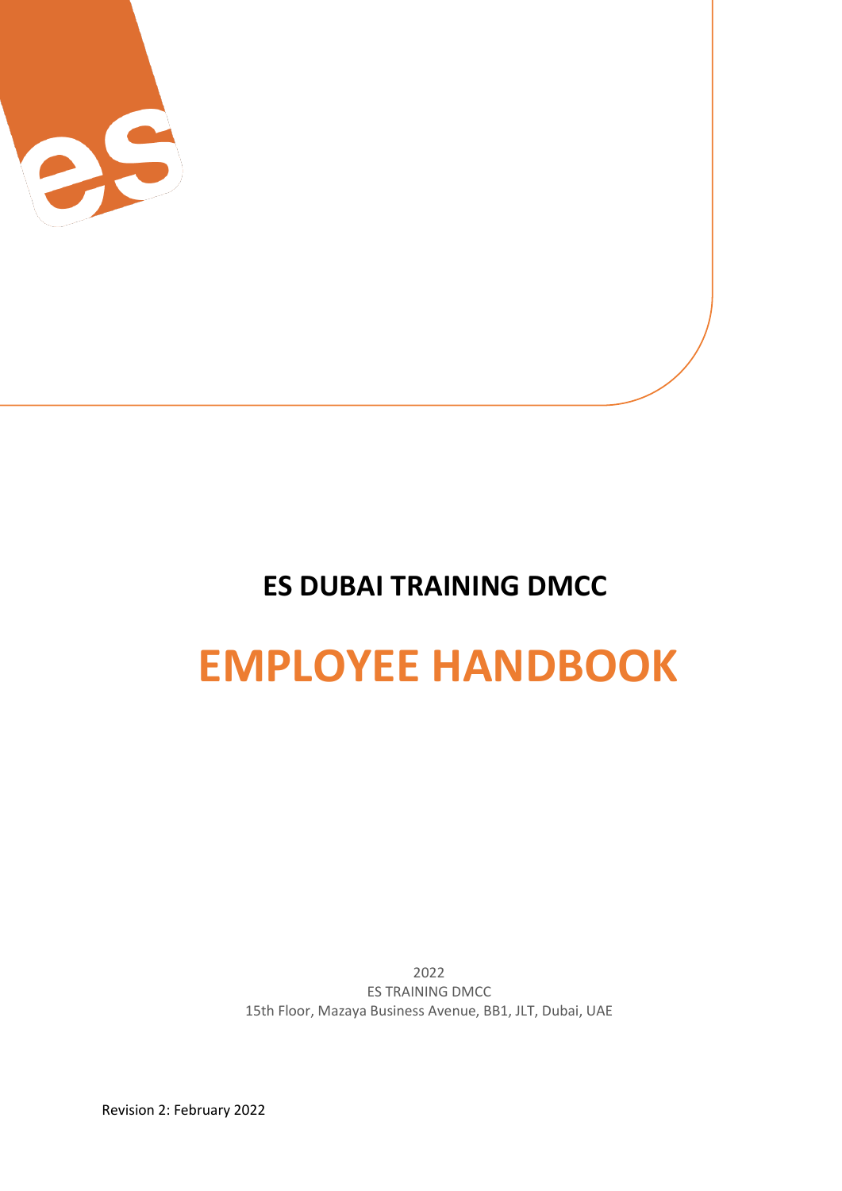# ES DUBAI TRAINING DMCC

# EMPLOYEE HANDBOOK

2022
ES TRAINING DMCC
15th Floor, Mazaya Business Avenue, BB1, JLT, Dubai, UAE

Revision 2: February 2022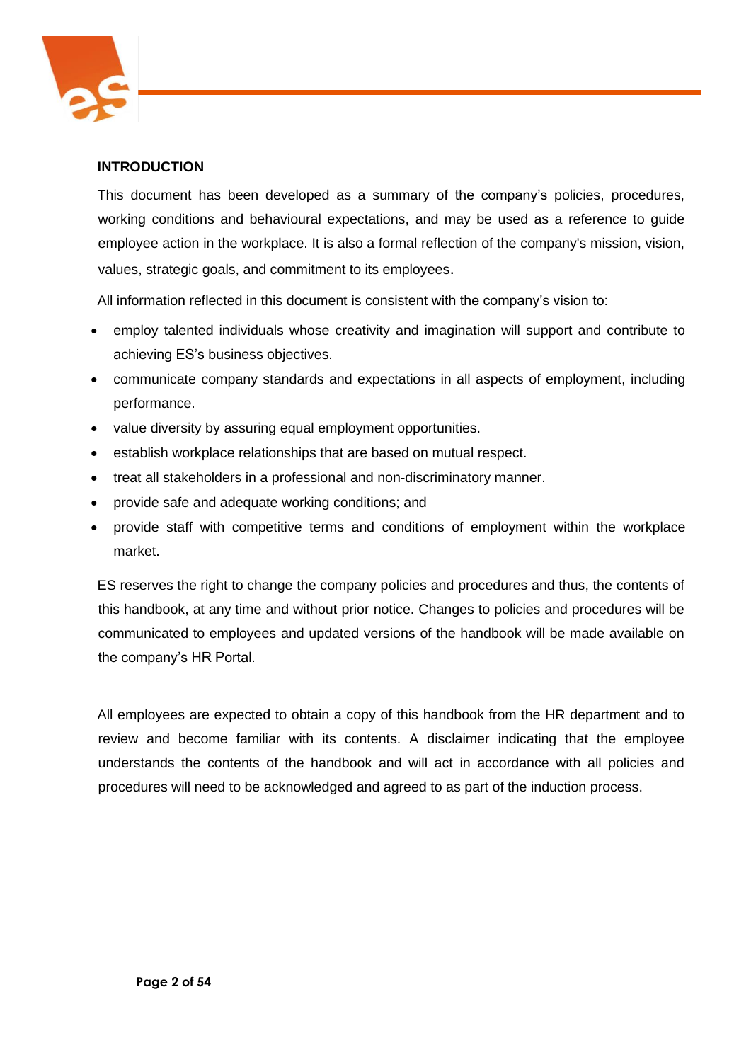## INTRODUCTION

This document has been developed as a summary of the company's policies, procedures, working conditions and behavioural expectations, and may be used as a reference to guide employee action in the workplace. It is also a formal reflection of the company's mission, vision, values, strategic goals, and commitment to its employees.

All information reflected in this document is consistent with the company's vision to:

- employ talented individuals whose creativity and imagination will support and contribute to achieving ES's business objectives.
- communicate company standards and expectations in all aspects of employment, including performance.
- value diversity by assuring equal employment opportunities.
- establish workplace relationships that are based on mutual respect.
- treat all stakeholders in a professional and non-discriminatory manner.
- provide safe and adequate working conditions; and
- provide staff with competitive terms and conditions of employment within the workplace market.

ES reserves the right to change the company policies and procedures and thus, the contents of this handbook, at any time and without prior notice. Changes to policies and procedures will be communicated to employees and updated versions of the handbook will be made available on the company's HR Portal.

All employees are expected to obtain a copy of this handbook from the HR department and to review and become familiar with its contents. A disclaimer indicating that the employee understands the contents of the handbook and will act in accordance with all policies and procedures will need to be acknowledged and agreed to as part of the induction process.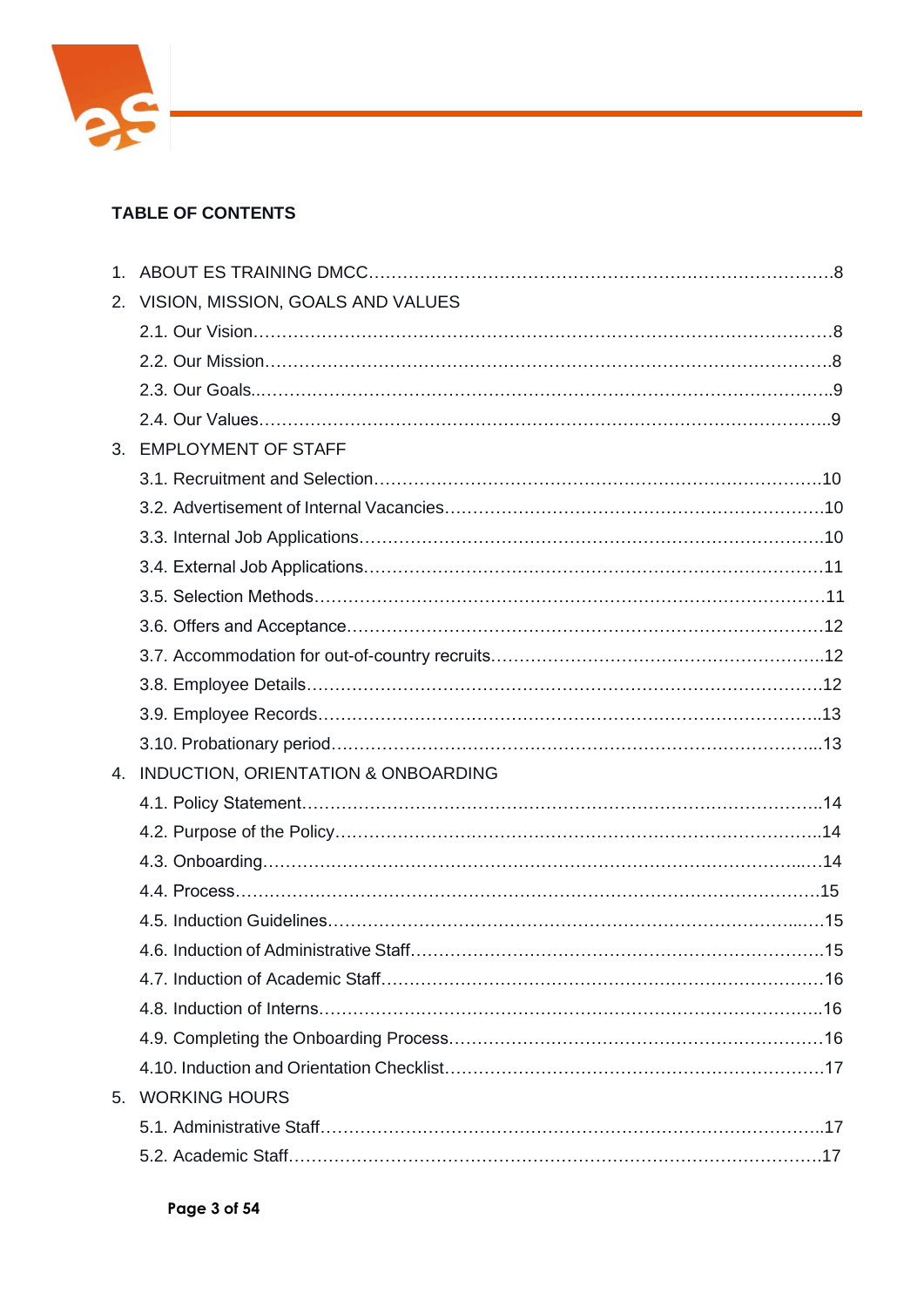## TABLE OF CONTENTS

1. ABOUT ES TRAINING DMCC……………………………………………………………………8
2. VISION, MISSION, GOALS AND VALUES
    - 2.1. Our Vision………………………………………………………………………………8
    - 2.2. Our Mission……………………………………………………………………………8
    - 2.3. Our Goals..……………………………………………………………………………9
    - 2.4. Our Values……………………………………………………………………………..9
3. EMPLOYMENT OF STAFF
    - 3.1. Recruitment and Selection……………………………………………………………10
    - 3.2. Advertisement of Internal Vacancies…………………………………………………10
    - 3.3. Internal Job Applications………………………………………………………………10
    - 3.4. External Job Applications………………………………………………………………11
    - 3.5. Selection Methods………………………………………………………………………11
    - 3.6. Offers and Acceptance…………………………………………………………………12
    - 3.7. Accommodation for out-of-country recruits…………………………………………..12
    - 3.8. Employee Details………………………………………………………………………12
    - 3.9. Employee Records……………………………………………………………………..13
    - 3.10. Probationary period…………………………………………………………………...13
4. INDUCTION, ORIENTATION & ONBOARDING
    - 4.1. Policy Statement………………………………………………………………………..14
    - 4.2. Purpose of the Policy…………………………………………………………………..14
    - 4.3. Onboarding……………………………………………………………………………...14
    - 4.4. Process…………………………………………………………………………………15
    - 4.5. Induction Guidelines……………………………………………………………….....15
    - 4.6. Induction of Administrative Staff……………………………………………………….15
    - 4.7. Induction of Academic Staff……………………………………………………………16
    - 4.8. Induction of Interns……………………………………………………………………..16
    - 4.9. Completing the Onboarding Process…………………………………………………16
    - 4.10. Induction and Orientation Checklist…………………………………………………17
5. WORKING HOURS
    - 5.1. Administrative Staff……………………………………………………………………..17
    - 5.2. Academic Staff…………………………………………………………………………17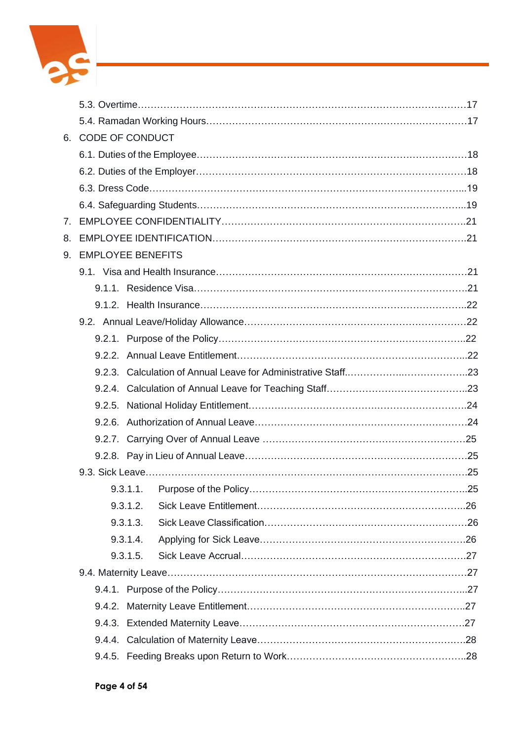5.3. Overtime....................................................................................................17

5.4. Ramadan Working Hours...............................................................................17

6. CODE OF CONDUCT

6.1. Duties of the Employee..................................................................................18

6.2. Duties of the Employer...................................................................................18

6.3. Dress Code....................................................................................................19

6.4. Safeguarding Students...................................................................................19

7. EMPLOYEE CONFIDENTIALITY.........................................................................21

8. EMPLOYEE IDENTIFICATION............................................................................21

9. EMPLOYEE BENEFITS

9.1. Visa and Health Insurance.............................................................................21

9.1.1. Residence Visa.........................................................................................21

9.1.2. Health Insurance......................................................................................22

9.2. Annual Leave/Holiday Allowance...................................................................22

9.2.1. Purpose of the Policy................................................................................22

9.2.2. Annual Leave Entitlement.........................................................................22

9.2.3. Calculation of Annual Leave for Administrative Staff................................23

9.2.4. Calculation of Annual Leave for Teaching Staff........................................23

9.2.5. National Holiday Entitlement....................................................................24

9.2.6. Authorization of Annual Leave.................................................................24

9.2.7. Carrying Over of Annual Leave ...............................................................25

9.2.8. Pay in Lieu of Annual Leave.....................................................................25

9.3. Sick Leave.....................................................................................................25

9.3.1.1. Purpose of the Policy.............................................................................25

9.3.1.2. Sick Leave Entitlement...........................................................................26

9.3.1.3. Sick Leave Classification........................................................................26

9.3.1.4. Applying for Sick Leave..........................................................................26

9.3.1.5. Sick Leave Accrual.................................................................................27

9.4. Maternity Leave..............................................................................................27

9.4.1. Purpose of the Policy................................................................................27

9.4.2. Maternity Leave Entitlement......................................................................27

9.4.3. Extended Maternity Leave........................................................................27

9.4.4. Calculation of Maternity Leave..................................................................28

9.4.5. Feeding Breaks upon Return to Work.......................................................28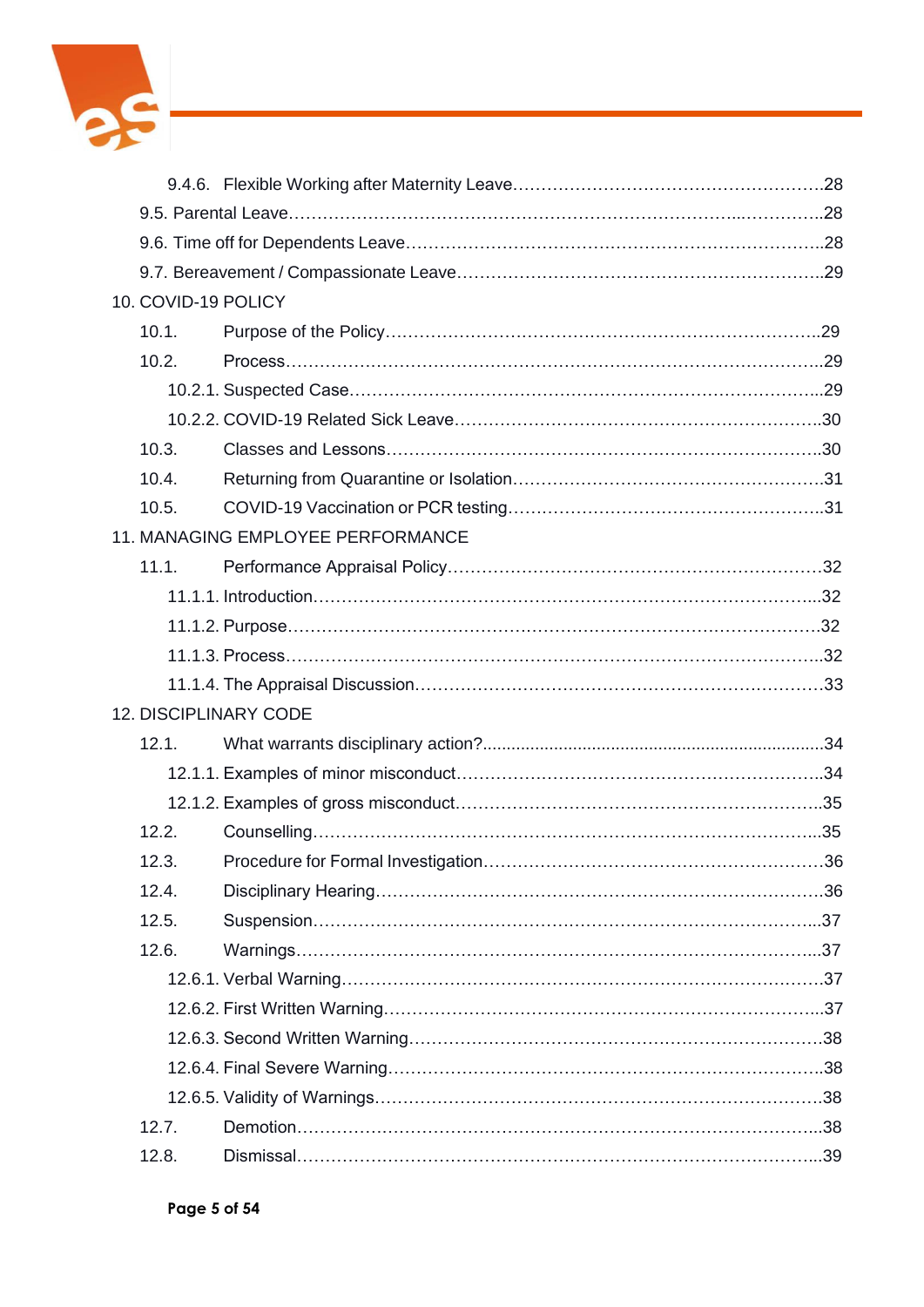9.4.6. Flexible Working after Maternity Leave……………………………………………….28

9.5. Parental Leave…………………………………………………………………...…………..28

9.6. Time off for Dependents Leave………………………………………………………………28

9.7. Bereavement / Compassionate Leave……………………………………………………….29

10. COVID-19 POLICY

10.1. Purpose of the Policy………………………………………………………………….29

10.2. Process……………………………………………………………………………….29

10.2.1. Suspected Case…………………………………………………………………..29

10.2.2. COVID-19 Related Sick Leave………………………………………………….30

10.3. Classes and Lessons…………………………………………………………………30

10.4. Returning from Quarantine or Isolation……………………..……………………….31

10.5. COVID-19 Vaccination or PCR testing……………………………………………….31

11. MANAGING EMPLOYEE PERFORMANCE

11.1. Performance Appraisal Policy………………………………………………………32

11.1.1. Introduction……………………………………………………………………..32

11.1.2. Purpose………………………………………………………………………….32

11.1.3. Process…………………………………………………………………………..32

11.1.4. The Appraisal Discussion……………………………………………………….33

12. DISCIPLINARY CODE

12.1. What warrants disciplinary action?.......................................................................34

12.1.1. Examples of minor misconduct…………………………………………………..34

12.1.2. Examples of gross misconduct…………………………………………………..35

12.2. Counselling……………………………………………………………………………..35

12.3. Procedure for Formal Investigation……………………………………………………36

12.4. Disciplinary Hearing……………………………………………………………………36

12.5. Suspension……………………………………………………………………………..37

12.6. Warnings……………………………………………………………………………….37

12.6.1. Verbal Warning…………………………………………………………………..37

12.6.2. First Written Warning…………………………………………………………….37

12.6.3. Second Written Warning…………………………………………………………38

12.6.4. Final Severe Warning…………………………………………………………….38

12.6.5. Validity of Warnings………………………………………………………………38

12.7. Demotion……………………………………………………………………………….38

12.8. Dismissal………………………………………………………………………………..39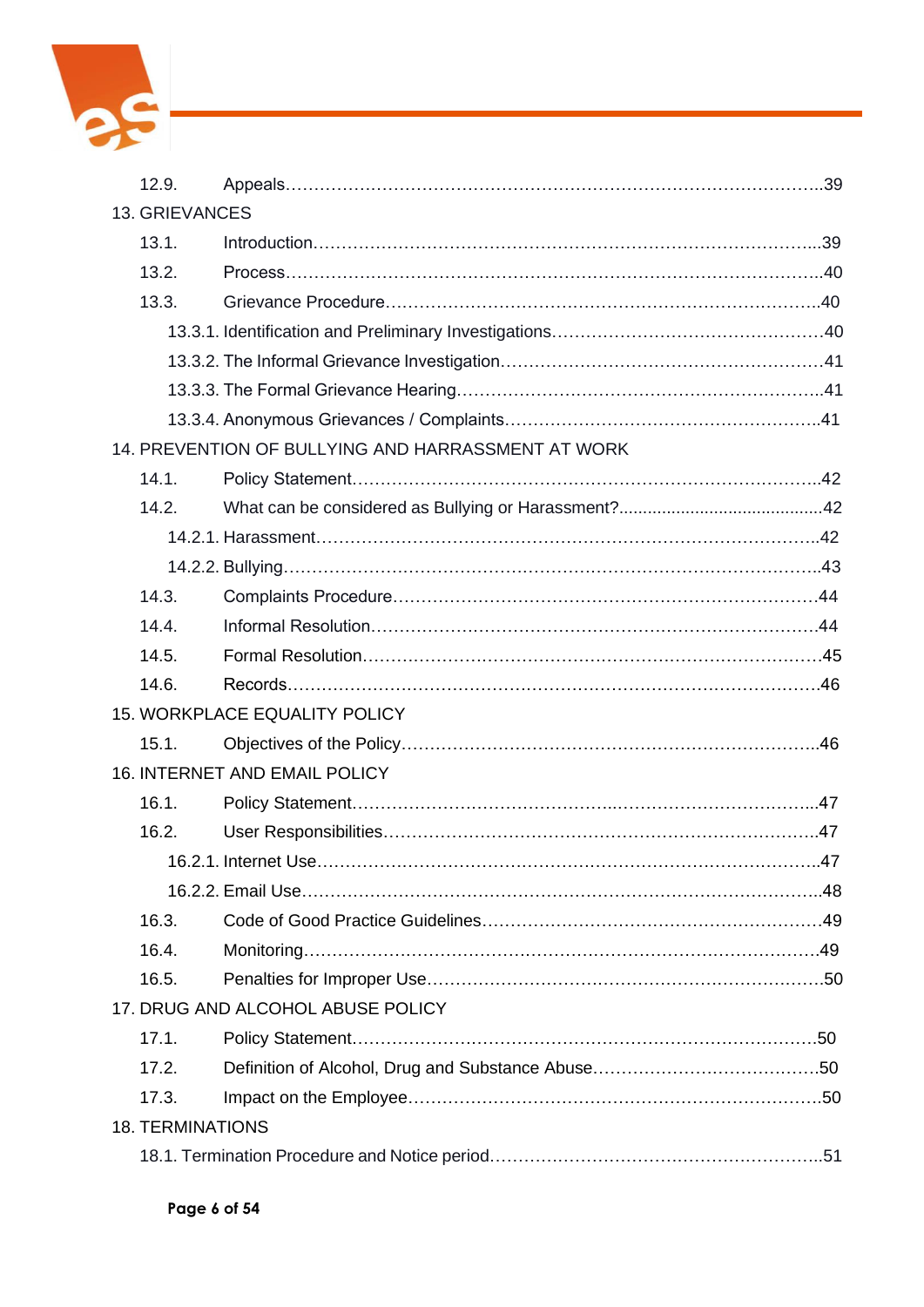12.9. Appeals……………………………………………………………………………………..39

13. GRIEVANCES

13.1. Introduction………………………………………………………………………………..39

13.2. Process……………………………………………………………………………………40

13.3. Grievance Procedure……………………………………………………………………40

13.3.1. Identification and Preliminary Investigations…………………………………………40

13.3.2. The Informal Grievance Investigation…………………………………………………41

13.3.3. The Formal Grievance Hearing…………………………………………………………41

13.3.4. Anonymous Grievances / Complaints…………………………………………………41

14. PREVENTION OF BULLYING AND HARRASSMENT AT WORK

14.1. Policy Statement…………………………………………………………………………42

14.2. What can be considered as Bullying or Harassment?........................................42

14.2.1. Harassment………………………………………………………………………………42

14.2.2. Bullying…………………………………………………………………………………43

14.3. Complaints Procedure……………………………………………………………………44

14.4. Informal Resolution………………………………………………………………………44

14.5. Formal Resolution…………………………………………………………………………45

14.6. Records……………………………………………………………………………………46

15. WORKPLACE EQUALITY POLICY

15.1. Objectives of the Policy…………………………………………………………………46

16. INTERNET AND EMAIL POLICY

16.1. Policy Statement…………………………………………………………………………47

16.2. User Responsibilities……………………………………………………………………47

16.2.1. Internet Use………………………………………………………………………………47

16.2.2. Email Use…………………………………………………………………………………48

16.3. Code of Good Practice Guidelines……………………………………………………49

16.4. Monitoring…………………………………………………………………………………49

16.5. Penalties for Improper Use………………………………………………………………50

17. DRUG AND ALCOHOL ABUSE POLICY

17.1. Policy Statement…………………………………………………………………………50

17.2. Definition of Alcohol, Drug and Substance Abuse…………………………………50

17.3. Impact on the Employee…………………………………………………………………50

18. TERMINATIONS

18.1. Termination Procedure and Notice period…………………………………………….51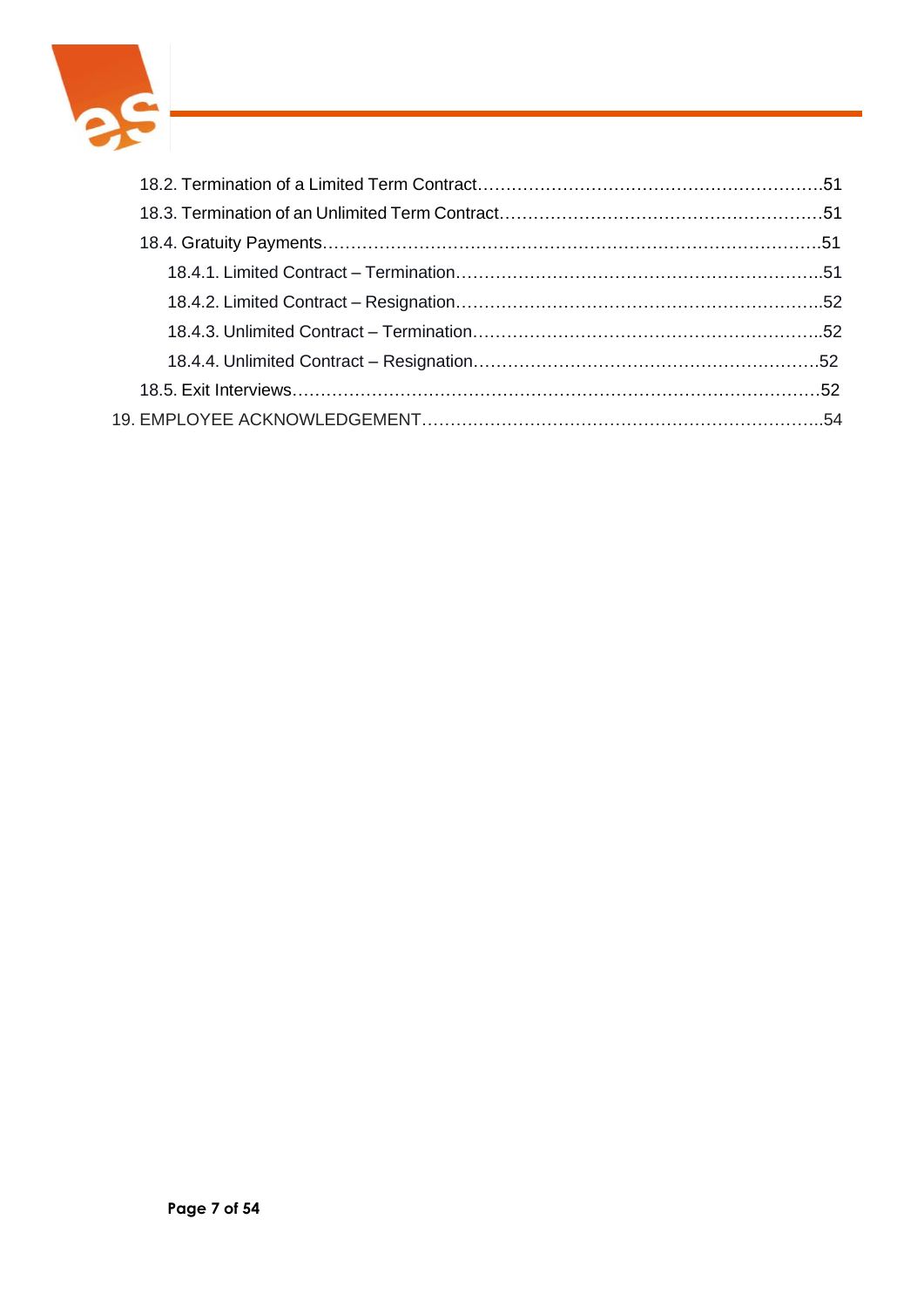18.2. Termination of a Limited Term Contract……………………………………………………51

18.3. Termination of an Unlimited Term Contract…………………………………………………51

18.4. Gratuity Payments………………………………………………………………………………51

18.4.1. Limited Contract – Termination…………………………………………………………..51

18.4.2. Limited Contract – Resignation…………………………………………………………..52

18.4.3. Unlimited Contract – Termination………………………………………………………..52

18.4.4. Unlimited Contract – Resignation……………………………………………………….52

18.5. Exit Interviews……………………………………………………………………………………52

19. EMPLOYEE ACKNOWLEDGEMENT………………………………………………………………..54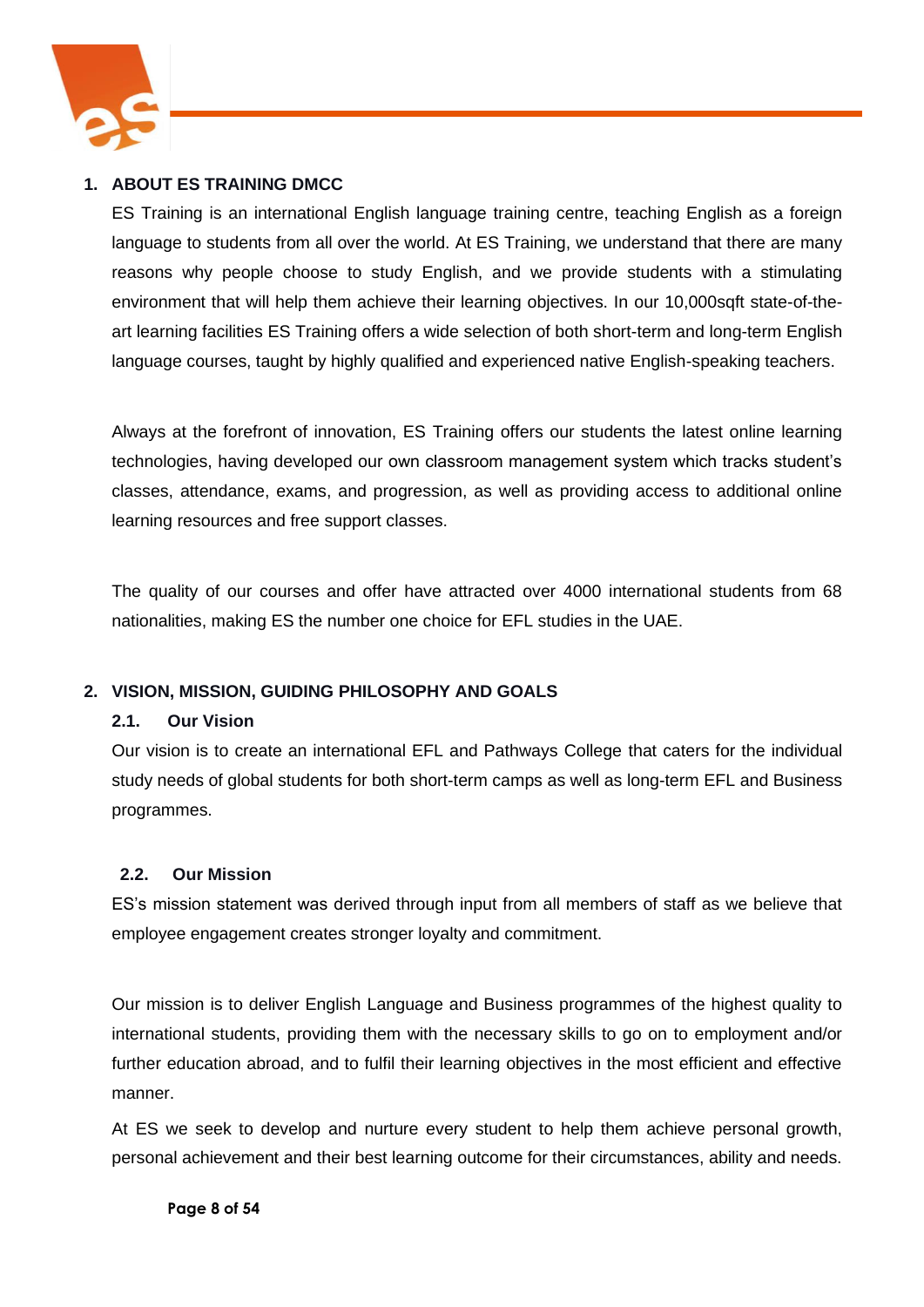## 1. ABOUT ES TRAINING DMCC

ES Training is an international English language training centre, teaching English as a foreign language to students from all over the world. At ES Training, we understand that there are many reasons why people choose to study English, and we provide students with a stimulating environment that will help them achieve their learning objectives. In our 10,000sqft state-of-the-art learning facilities ES Training offers a wide selection of both short-term and long-term English language courses, taught by highly qualified and experienced native English-speaking teachers.

Always at the forefront of innovation, ES Training offers our students the latest online learning technologies, having developed our own classroom management system which tracks student's classes, attendance, exams, and progression, as well as providing access to additional online learning resources and free support classes.

The quality of our courses and offer have attracted over 4000 international students from 68 nationalities, making ES the number one choice for EFL studies in the UAE.

## 2. VISION, MISSION, GUIDING PHILOSOPHY AND GOALS

### 2.1. Our Vision

Our vision is to create an international EFL and Pathways College that caters for the individual study needs of global students for both short-term camps as well as long-term EFL and Business programmes.

### 2.2. Our Mission

ES's mission statement was derived through input from all members of staff as we believe that employee engagement creates stronger loyalty and commitment.

Our mission is to deliver English Language and Business programmes of the highest quality to international students, providing them with the necessary skills to go on to employment and/or further education abroad, and to fulfil their learning objectives in the most efficient and effective manner.

At ES we seek to develop and nurture every student to help them achieve personal growth, personal achievement and their best learning outcome for their circumstances, ability and needs.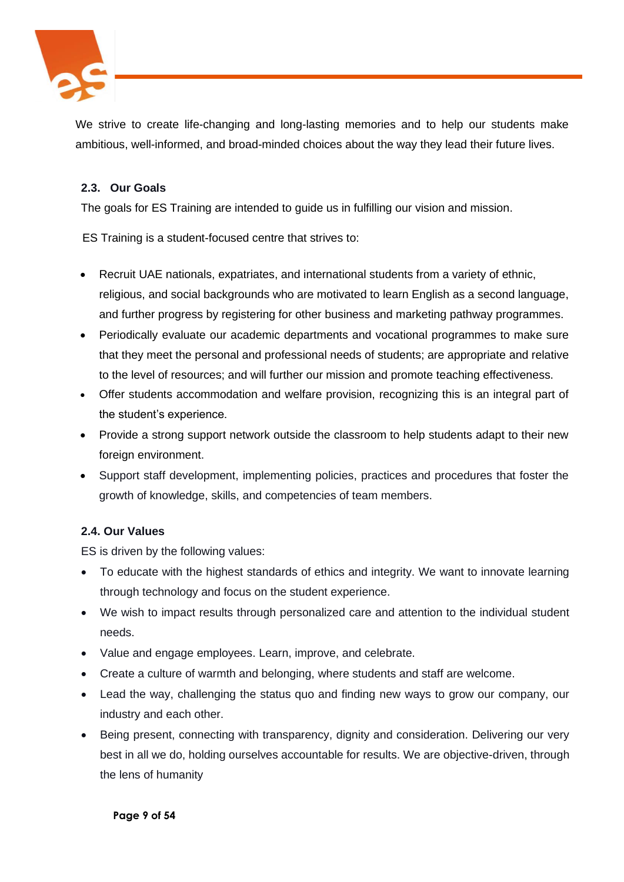We strive to create life-changing and long-lasting memories and to help our students make ambitious, well-informed, and broad-minded choices about the way they lead their future lives.

### 2.3. Our Goals

The goals for ES Training are intended to guide us in fulfilling our vision and mission.

ES Training is a student-focused centre that strives to:

- Recruit UAE nationals, expatriates, and international students from a variety of ethnic, religious, and social backgrounds who are motivated to learn English as a second language, and further progress by registering for other business and marketing pathway programmes.
- Periodically evaluate our academic departments and vocational programmes to make sure that they meet the personal and professional needs of students; are appropriate and relative to the level of resources; and will further our mission and promote teaching effectiveness.
- Offer students accommodation and welfare provision, recognizing this is an integral part of the student's experience.
- Provide a strong support network outside the classroom to help students adapt to their new foreign environment.
- Support staff development, implementing policies, practices and procedures that foster the growth of knowledge, skills, and competencies of team members.

### 2.4. Our Values

ES is driven by the following values:

- To educate with the highest standards of ethics and integrity. We want to innovate learning through technology and focus on the student experience.
- We wish to impact results through personalized care and attention to the individual student needs.
- Value and engage employees. Learn, improve, and celebrate.
- Create a culture of warmth and belonging, where students and staff are welcome.
- Lead the way, challenging the status quo and finding new ways to grow our company, our industry and each other.
- Being present, connecting with transparency, dignity and consideration. Delivering our very best in all we do, holding ourselves accountable for results. We are objective-driven, through the lens of humanity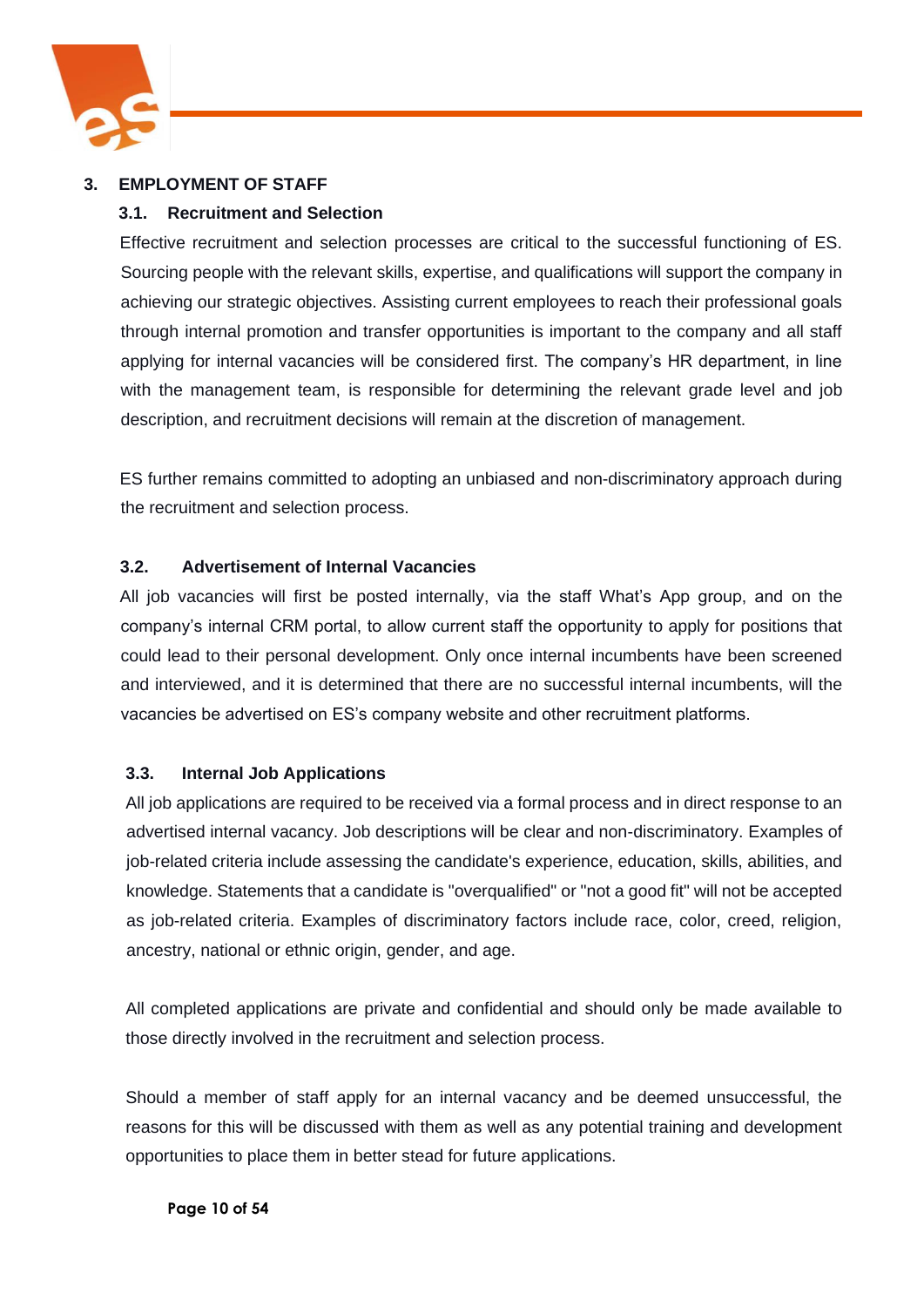## 3. EMPLOYMENT OF STAFF

### 3.1. Recruitment and Selection

Effective recruitment and selection processes are critical to the successful functioning of ES. Sourcing people with the relevant skills, expertise, and qualifications will support the company in achieving our strategic objectives. Assisting current employees to reach their professional goals through internal promotion and transfer opportunities is important to the company and all staff applying for internal vacancies will be considered first. The company's HR department, in line with the management team, is responsible for determining the relevant grade level and job description, and recruitment decisions will remain at the discretion of management.

ES further remains committed to adopting an unbiased and non-discriminatory approach during the recruitment and selection process.

### 3.2. Advertisement of Internal Vacancies

All job vacancies will first be posted internally, via the staff What's App group, and on the company's internal CRM portal, to allow current staff the opportunity to apply for positions that could lead to their personal development. Only once internal incumbents have been screened and interviewed, and it is determined that there are no successful internal incumbents, will the vacancies be advertised on ES's company website and other recruitment platforms.

### 3.3. Internal Job Applications

All job applications are required to be received via a formal process and in direct response to an advertised internal vacancy. Job descriptions will be clear and non-discriminatory. Examples of job-related criteria include assessing the candidate's experience, education, skills, abilities, and knowledge. Statements that a candidate is "overqualified" or "not a good fit" will not be accepted as job-related criteria. Examples of discriminatory factors include race, color, creed, religion, ancestry, national or ethnic origin, gender, and age.

All completed applications are private and confidential and should only be made available to those directly involved in the recruitment and selection process.

Should a member of staff apply for an internal vacancy and be deemed unsuccessful, the reasons for this will be discussed with them as well as any potential training and development opportunities to place them in better stead for future applications.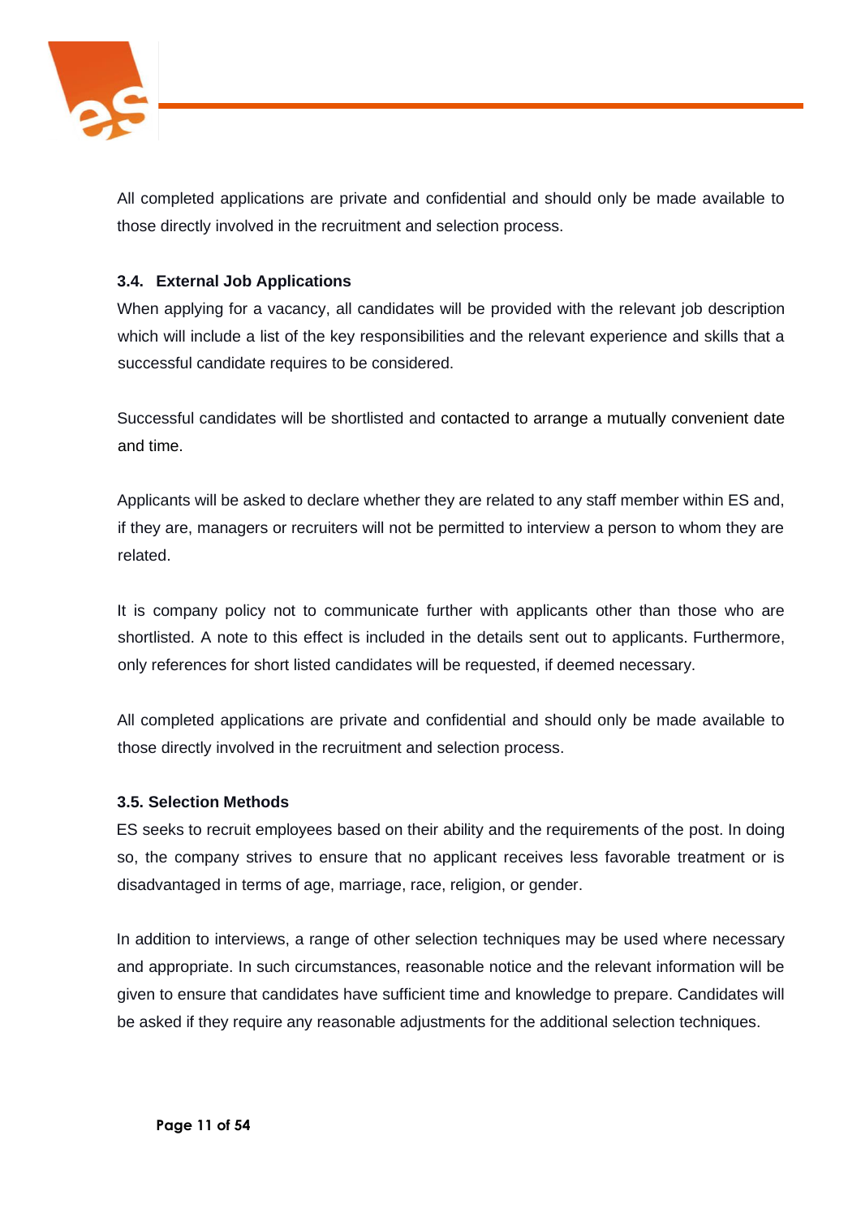All completed applications are private and confidential and should only be made available to those directly involved in the recruitment and selection process.

### 3.4. External Job Applications

When applying for a vacancy, all candidates will be provided with the relevant job description which will include a list of the key responsibilities and the relevant experience and skills that a successful candidate requires to be considered.

Successful candidates will be shortlisted and contacted to arrange a mutually convenient date and time.

Applicants will be asked to declare whether they are related to any staff member within ES and, if they are, managers or recruiters will not be permitted to interview a person to whom they are related.

It is company policy not to communicate further with applicants other than those who are shortlisted. A note to this effect is included in the details sent out to applicants. Furthermore, only references for short listed candidates will be requested, if deemed necessary.

All completed applications are private and confidential and should only be made available to those directly involved in the recruitment and selection process.

### 3.5. Selection Methods

ES seeks to recruit employees based on their ability and the requirements of the post. In doing so, the company strives to ensure that no applicant receives less favorable treatment or is disadvantaged in terms of age, marriage, race, religion, or gender.

In addition to interviews, a range of other selection techniques may be used where necessary and appropriate. In such circumstances, reasonable notice and the relevant information will be given to ensure that candidates have sufficient time and knowledge to prepare. Candidates will be asked if they require any reasonable adjustments for the additional selection techniques.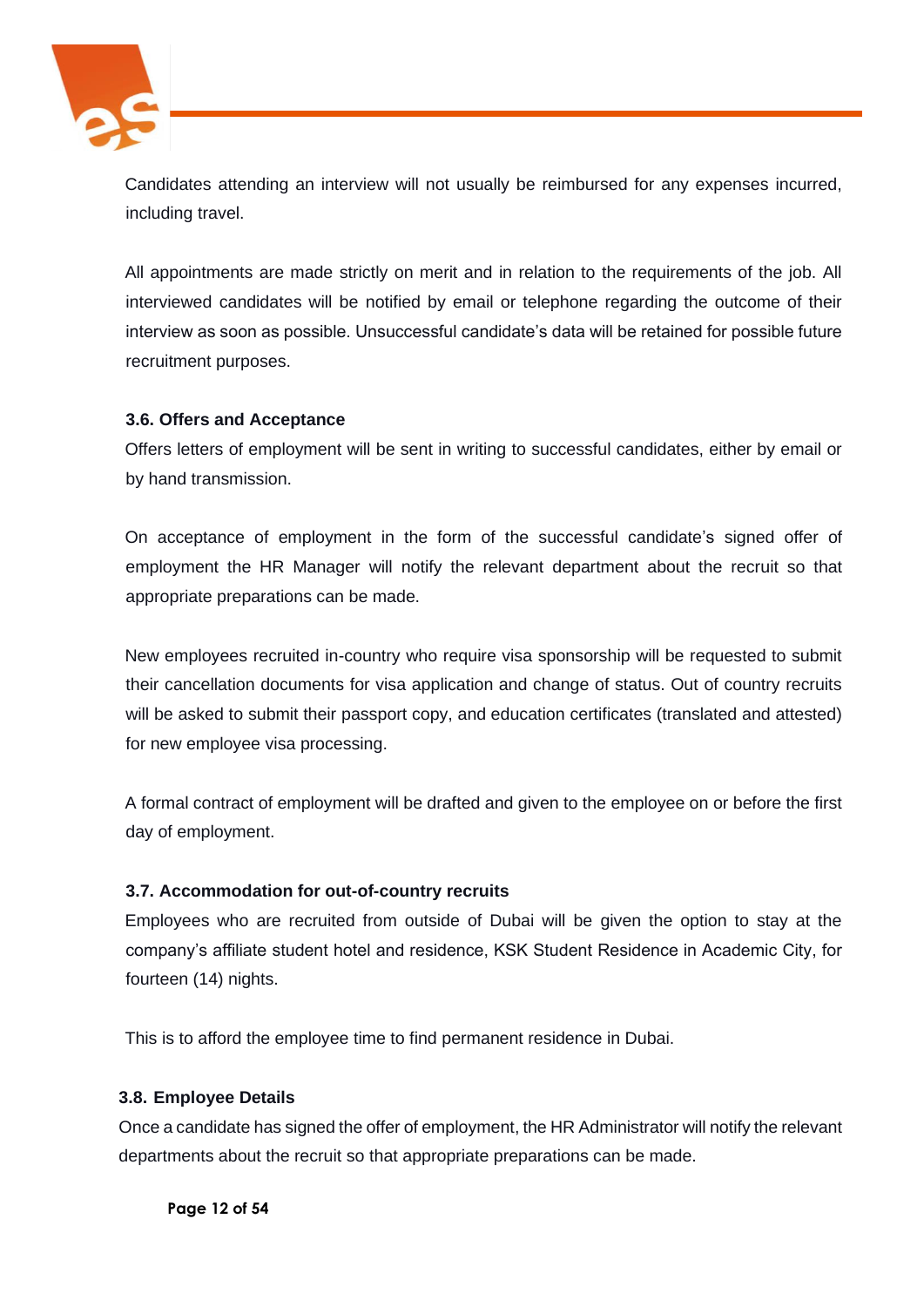Candidates attending an interview will not usually be reimbursed for any expenses incurred, including travel.

All appointments are made strictly on merit and in relation to the requirements of the job. All interviewed candidates will be notified by email or telephone regarding the outcome of their interview as soon as possible. Unsuccessful candidate's data will be retained for possible future recruitment purposes.

### 3.6. Offers and Acceptance

Offers letters of employment will be sent in writing to successful candidates, either by email or by hand transmission.

On acceptance of employment in the form of the successful candidate's signed offer of employment the HR Manager will notify the relevant department about the recruit so that appropriate preparations can be made.

New employees recruited in-country who require visa sponsorship will be requested to submit their cancellation documents for visa application and change of status. Out of country recruits will be asked to submit their passport copy, and education certificates (translated and attested) for new employee visa processing.

A formal contract of employment will be drafted and given to the employee on or before the first day of employment.

### 3.7. Accommodation for out-of-country recruits

Employees who are recruited from outside of Dubai will be given the option to stay at the company's affiliate student hotel and residence, KSK Student Residence in Academic City, for fourteen (14) nights.

This is to afford the employee time to find permanent residence in Dubai.

### 3.8. Employee Details

Once a candidate has signed the offer of employment, the HR Administrator will notify the relevant departments about the recruit so that appropriate preparations can be made.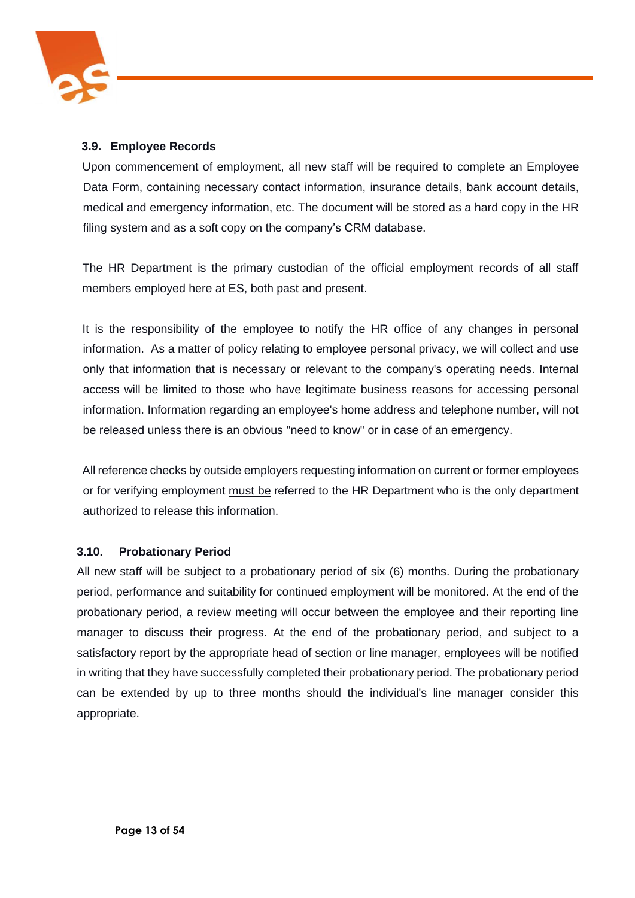### 3.9. Employee Records

Upon commencement of employment, all new staff will be required to complete an Employee Data Form, containing necessary contact information, insurance details, bank account details, medical and emergency information, etc. The document will be stored as a hard copy in the HR filing system and as a soft copy on the company's CRM database.

The HR Department is the primary custodian of the official employment records of all staff members employed here at ES, both past and present.

It is the responsibility of the employee to notify the HR office of any changes in personal information. As a matter of policy relating to employee personal privacy, we will collect and use only that information that is necessary or relevant to the company's operating needs. Internal access will be limited to those who have legitimate business reasons for accessing personal information. Information regarding an employee's home address and telephone number, will not be released unless there is an obvious "need to know" or in case of an emergency.

All reference checks by outside employers requesting information on current or former employees or for verifying employment must be referred to the HR Department who is the only department authorized to release this information.

### 3.10. Probationary Period

All new staff will be subject to a probationary period of six (6) months. During the probationary period, performance and suitability for continued employment will be monitored. At the end of the probationary period, a review meeting will occur between the employee and their reporting line manager to discuss their progress. At the end of the probationary period, and subject to a satisfactory report by the appropriate head of section or line manager, employees will be notified in writing that they have successfully completed their probationary period. The probationary period can be extended by up to three months should the individual's line manager consider this appropriate.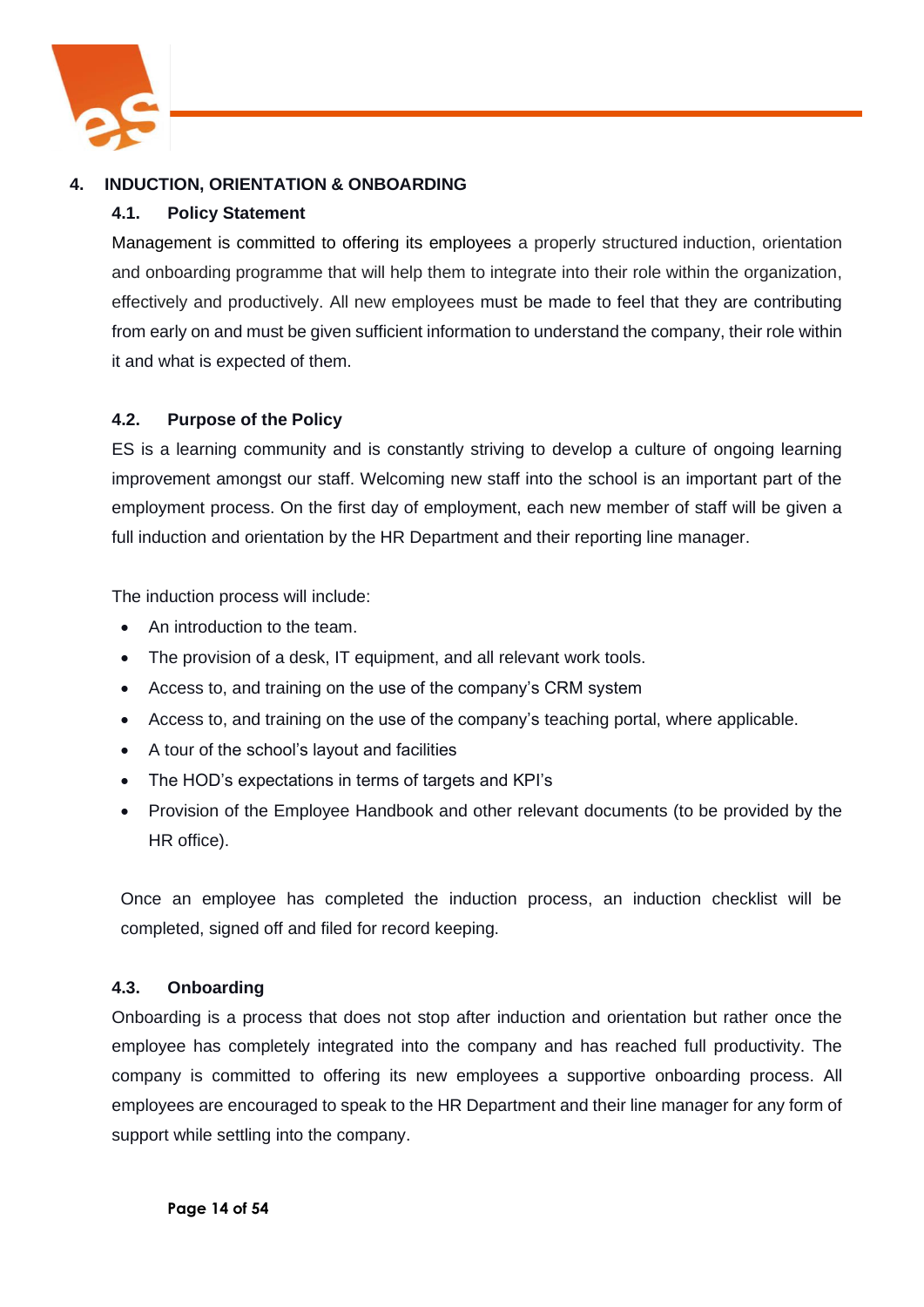## 4. INDUCTION, ORIENTATION & ONBOARDING

### 4.1. Policy Statement

Management is committed to offering its employees a properly structured induction, orientation and onboarding programme that will help them to integrate into their role within the organization, effectively and productively. All new employees must be made to feel that they are contributing from early on and must be given sufficient information to understand the company, their role within it and what is expected of them.

### 4.2. Purpose of the Policy

ES is a learning community and is constantly striving to develop a culture of ongoing learning improvement amongst our staff. Welcoming new staff into the school is an important part of the employment process. On the first day of employment, each new member of staff will be given a full induction and orientation by the HR Department and their reporting line manager.

The induction process will include:

- An introduction to the team.
- The provision of a desk, IT equipment, and all relevant work tools.
- Access to, and training on the use of the company's CRM system
- Access to, and training on the use of the company's teaching portal, where applicable.
- A tour of the school's layout and facilities
- The HOD's expectations in terms of targets and KPI's
- Provision of the Employee Handbook and other relevant documents (to be provided by the HR office).

Once an employee has completed the induction process, an induction checklist will be completed, signed off and filed for record keeping.

### 4.3. Onboarding

Onboarding is a process that does not stop after induction and orientation but rather once the employee has completely integrated into the company and has reached full productivity. The company is committed to offering its new employees a supportive onboarding process. All employees are encouraged to speak to the HR Department and their line manager for any form of support while settling into the company.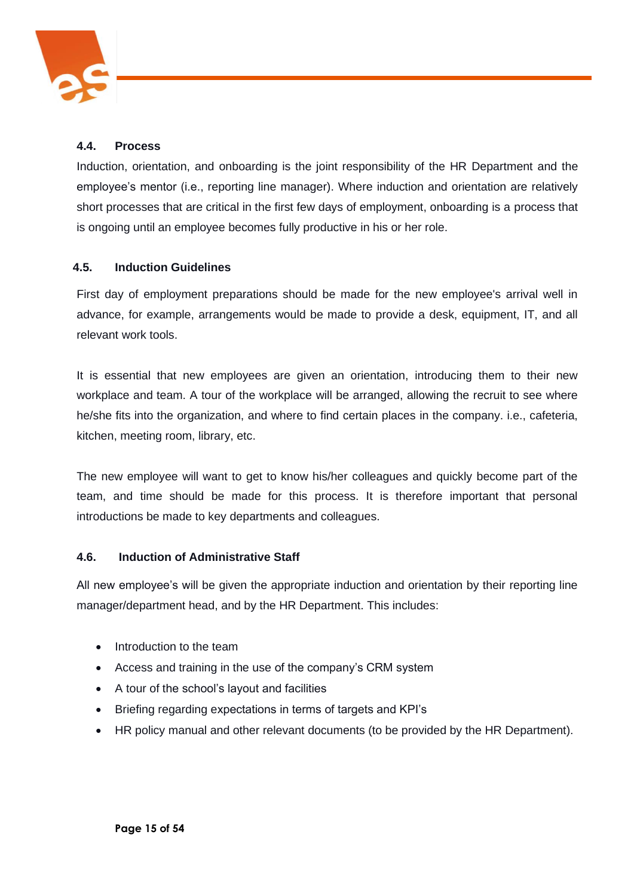### 4.4. Process

Induction, orientation, and onboarding is the joint responsibility of the HR Department and the employee's mentor (i.e., reporting line manager). Where induction and orientation are relatively short processes that are critical in the first few days of employment, onboarding is a process that is ongoing until an employee becomes fully productive in his or her role.

### 4.5. Induction Guidelines

First day of employment preparations should be made for the new employee's arrival well in advance, for example, arrangements would be made to provide a desk, equipment, IT, and all relevant work tools.

It is essential that new employees are given an orientation, introducing them to their new workplace and team. A tour of the workplace will be arranged, allowing the recruit to see where he/she fits into the organization, and where to find certain places in the company. i.e., cafeteria, kitchen, meeting room, library, etc.

The new employee will want to get to know his/her colleagues and quickly become part of the team, and time should be made for this process. It is therefore important that personal introductions be made to key departments and colleagues.

### 4.6. Induction of Administrative Staff

All new employee's will be given the appropriate induction and orientation by their reporting line manager/department head, and by the HR Department. This includes:

- Introduction to the team
- Access and training in the use of the company's CRM system
- A tour of the school's layout and facilities
- Briefing regarding expectations in terms of targets and KPI's
- HR policy manual and other relevant documents (to be provided by the HR Department).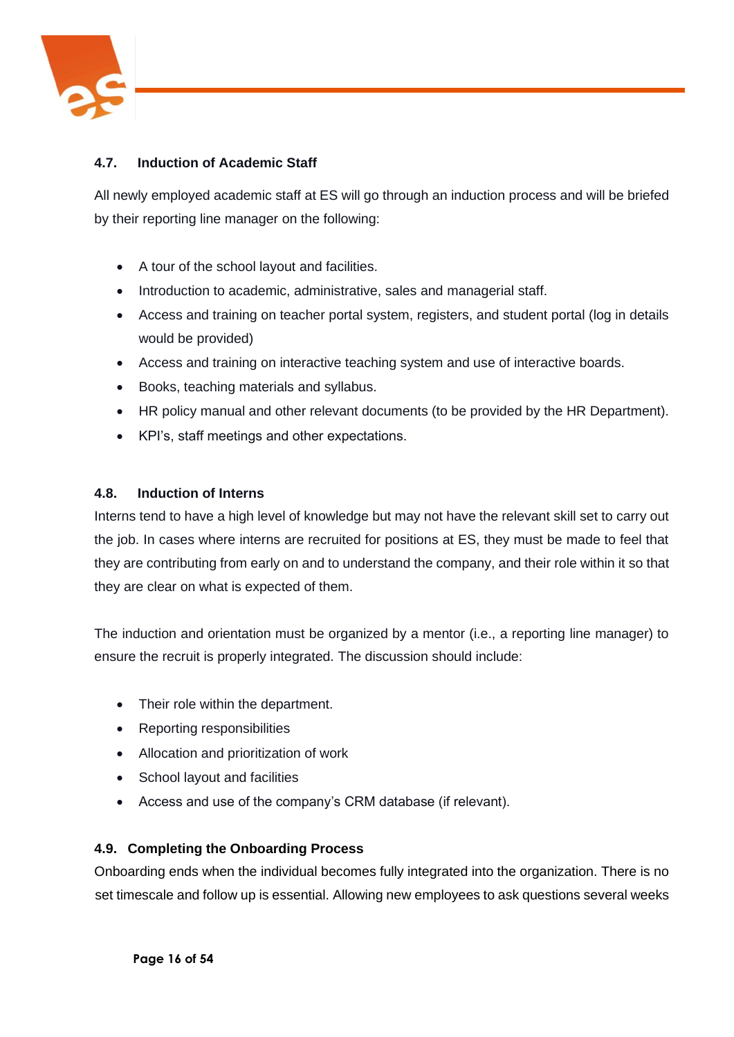### 4.7. Induction of Academic Staff

All newly employed academic staff at ES will go through an induction process and will be briefed by their reporting line manager on the following:

- A tour of the school layout and facilities.
- Introduction to academic, administrative, sales and managerial staff.
- Access and training on teacher portal system, registers, and student portal (log in details would be provided)
- Access and training on interactive teaching system and use of interactive boards.
- Books, teaching materials and syllabus.
- HR policy manual and other relevant documents (to be provided by the HR Department).
- KPI's, staff meetings and other expectations.

### 4.8. Induction of Interns

Interns tend to have a high level of knowledge but may not have the relevant skill set to carry out the job. In cases where interns are recruited for positions at ES, they must be made to feel that they are contributing from early on and to understand the company, and their role within it so that they are clear on what is expected of them.

The induction and orientation must be organized by a mentor (i.e., a reporting line manager) to ensure the recruit is properly integrated. The discussion should include:

- Their role within the department.
- Reporting responsibilities
- Allocation and prioritization of work
- School layout and facilities
- Access and use of the company's CRM database (if relevant).

### 4.9. Completing the Onboarding Process

Onboarding ends when the individual becomes fully integrated into the organization. There is no set timescale and follow up is essential. Allowing new employees to ask questions several weeks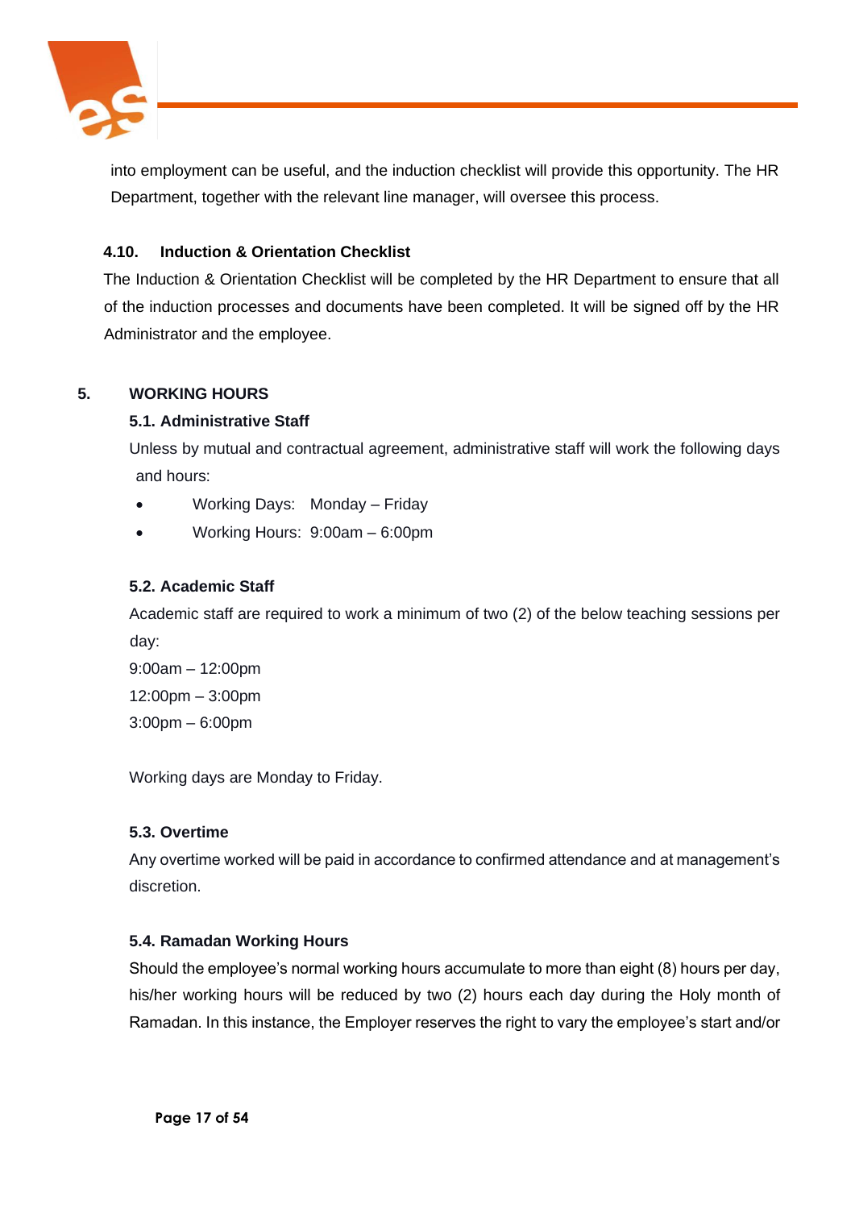into employment can be useful, and the induction checklist will provide this opportunity. The HR Department, together with the relevant line manager, will oversee this process.

### 4.10. Induction & Orientation Checklist

The Induction & Orientation Checklist will be completed by the HR Department to ensure that all of the induction processes and documents have been completed. It will be signed off by the HR Administrator and the employee.

## 5. WORKING HOURS

### 5.1. Administrative Staff

Unless by mutual and contractual agreement, administrative staff will work the following days and hours:

- Working Days: Monday – Friday
- Working Hours: 9:00am – 6:00pm

### 5.2. Academic Staff

Academic staff are required to work a minimum of two (2) of the below teaching sessions per day:

9:00am – 12:00pm
12:00pm – 3:00pm
3:00pm – 6:00pm

Working days are Monday to Friday.

### 5.3. Overtime

Any overtime worked will be paid in accordance to confirmed attendance and at management's discretion.

### 5.4. Ramadan Working Hours

Should the employee's normal working hours accumulate to more than eight (8) hours per day, his/her working hours will be reduced by two (2) hours each day during the Holy month of Ramadan. In this instance, the Employer reserves the right to vary the employee's start and/or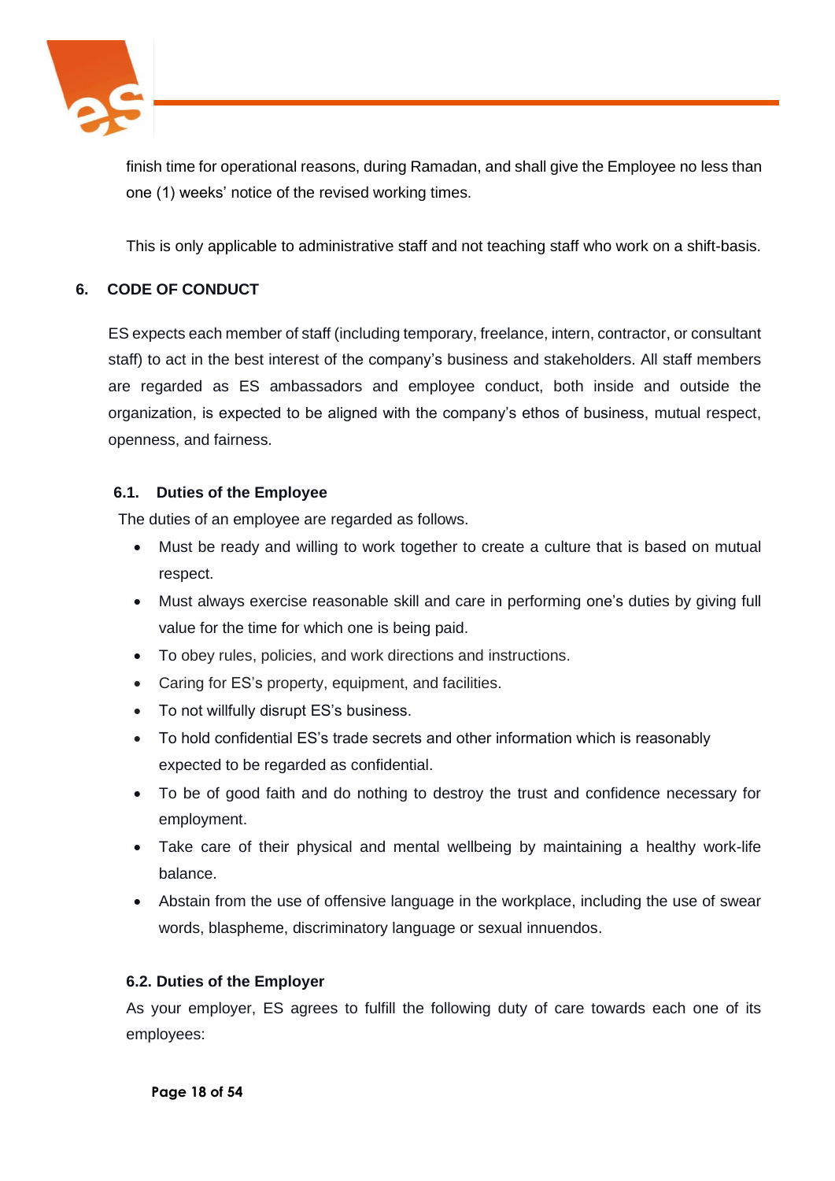finish time for operational reasons, during Ramadan, and shall give the Employee no less than one (1) weeks' notice of the revised working times.

This is only applicable to administrative staff and not teaching staff who work on a shift-basis.

## 6. CODE OF CONDUCT

ES expects each member of staff (including temporary, freelance, intern, contractor, or consultant staff) to act in the best interest of the company's business and stakeholders. All staff members are regarded as ES ambassadors and employee conduct, both inside and outside the organization, is expected to be aligned with the company's ethos of business, mutual respect, openness, and fairness.

### 6.1. Duties of the Employee

The duties of an employee are regarded as follows.

- Must be ready and willing to work together to create a culture that is based on mutual respect.
- Must always exercise reasonable skill and care in performing one's duties by giving full value for the time for which one is being paid.
- To obey rules, policies, and work directions and instructions.
- Caring for ES's property, equipment, and facilities.
- To not willfully disrupt ES's business.
- To hold confidential ES's trade secrets and other information which is reasonably expected to be regarded as confidential.
- To be of good faith and do nothing to destroy the trust and confidence necessary for employment.
- Take care of their physical and mental wellbeing by maintaining a healthy work-life balance.
- Abstain from the use of offensive language in the workplace, including the use of swear words, blaspheme, discriminatory language or sexual innuendos.

### 6.2. Duties of the Employer

As your employer, ES agrees to fulfill the following duty of care towards each one of its employees: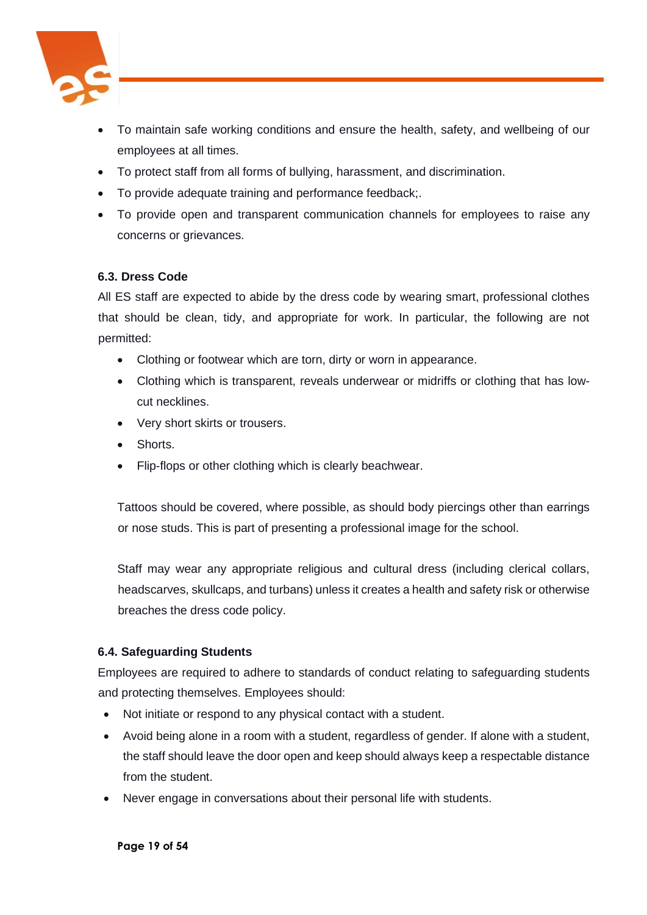- To maintain safe working conditions and ensure the health, safety, and wellbeing of our employees at all times.
- To protect staff from all forms of bullying, harassment, and discrimination.
- To provide adequate training and performance feedback;.
- To provide open and transparent communication channels for employees to raise any concerns or grievances.

### 6.3. Dress Code

All ES staff are expected to abide by the dress code by wearing smart, professional clothes that should be clean, tidy, and appropriate for work. In particular, the following are not permitted:

- Clothing or footwear which are torn, dirty or worn in appearance.
- Clothing which is transparent, reveals underwear or midriffs or clothing that has low-cut necklines.
- Very short skirts or trousers.
- Shorts.
- Flip-flops or other clothing which is clearly beachwear.

Tattoos should be covered, where possible, as should body piercings other than earrings or nose studs. This is part of presenting a professional image for the school.

Staff may wear any appropriate religious and cultural dress (including clerical collars, headscarves, skullcaps, and turbans) unless it creates a health and safety risk or otherwise breaches the dress code policy.

### 6.4. Safeguarding Students

Employees are required to adhere to standards of conduct relating to safeguarding students and protecting themselves. Employees should:

- Not initiate or respond to any physical contact with a student.
- Avoid being alone in a room with a student, regardless of gender. If alone with a student, the staff should leave the door open and keep should always keep a respectable distance from the student.
- Never engage in conversations about their personal life with students.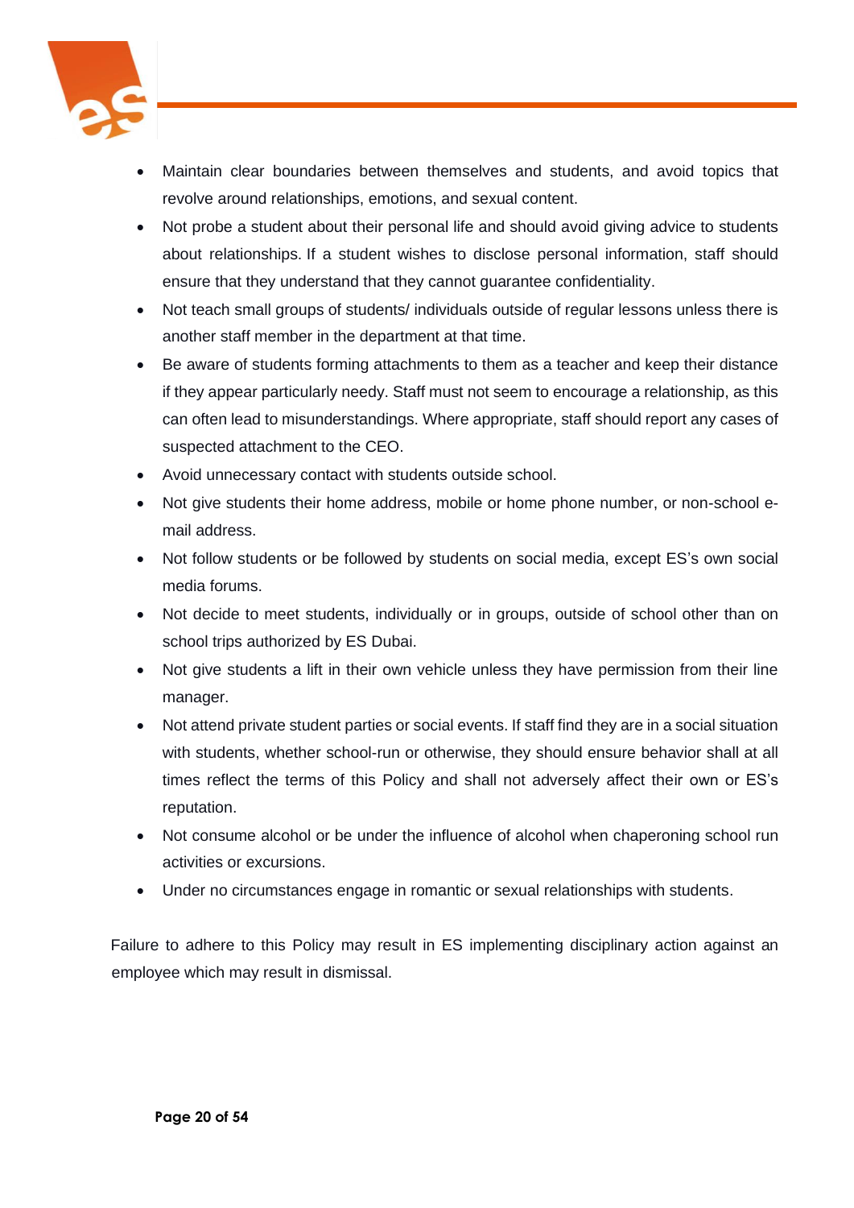- Maintain clear boundaries between themselves and students, and avoid topics that revolve around relationships, emotions, and sexual content.
- Not probe a student about their personal life and should avoid giving advice to students about relationships. If a student wishes to disclose personal information, staff should ensure that they understand that they cannot guarantee confidentiality.
- Not teach small groups of students/ individuals outside of regular lessons unless there is another staff member in the department at that time.
- Be aware of students forming attachments to them as a teacher and keep their distance if they appear particularly needy. Staff must not seem to encourage a relationship, as this can often lead to misunderstandings. Where appropriate, staff should report any cases of suspected attachment to the CEO.
- Avoid unnecessary contact with students outside school.
- Not give students their home address, mobile or home phone number, or non-school e-mail address.
- Not follow students or be followed by students on social media, except ES's own social media forums.
- Not decide to meet students, individually or in groups, outside of school other than on school trips authorized by ES Dubai.
- Not give students a lift in their own vehicle unless they have permission from their line manager.
- Not attend private student parties or social events. If staff find they are in a social situation with students, whether school-run or otherwise, they should ensure behavior shall at all times reflect the terms of this Policy and shall not adversely affect their own or ES's reputation.
- Not consume alcohol or be under the influence of alcohol when chaperoning school run activities or excursions.
- Under no circumstances engage in romantic or sexual relationships with students.

Failure to adhere to this Policy may result in ES implementing disciplinary action against an employee which may result in dismissal.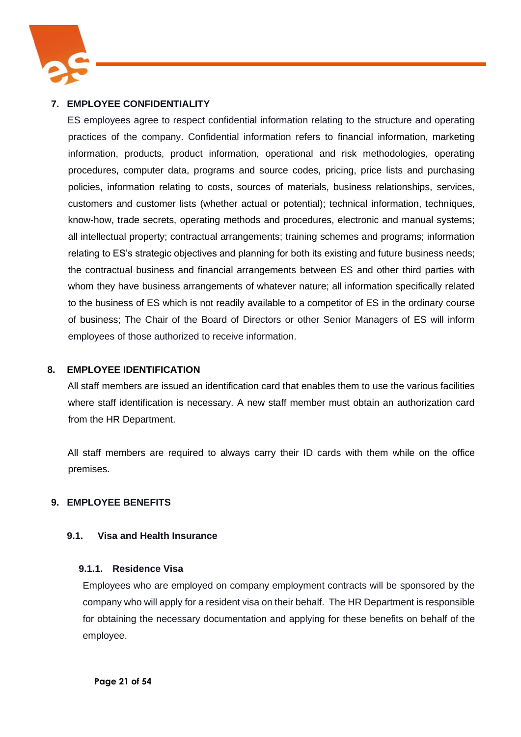## 7. EMPLOYEE CONFIDENTIALITY

ES employees agree to respect confidential information relating to the structure and operating practices of the company. Confidential information refers to financial information, marketing information, products, product information, operational and risk methodologies, operating procedures, computer data, programs and source codes, pricing, price lists and purchasing policies, information relating to costs, sources of materials, business relationships, services, customers and customer lists (whether actual or potential); technical information, techniques, know-how, trade secrets, operating methods and procedures, electronic and manual systems; all intellectual property; contractual arrangements; training schemes and programs; information relating to ES's strategic objectives and planning for both its existing and future business needs; the contractual business and financial arrangements between ES and other third parties with whom they have business arrangements of whatever nature; all information specifically related to the business of ES which is not readily available to a competitor of ES in the ordinary course of business; The Chair of the Board of Directors or other Senior Managers of ES will inform employees of those authorized to receive information.

## 8. EMPLOYEE IDENTIFICATION

All staff members are issued an identification card that enables them to use the various facilities where staff identification is necessary. A new staff member must obtain an authorization card from the HR Department.

All staff members are required to always carry their ID cards with them while on the office premises.

## 9. EMPLOYEE BENEFITS

### 9.1. Visa and Health Insurance

#### 9.1.1. Residence Visa

Employees who are employed on company employment contracts will be sponsored by the company who will apply for a resident visa on their behalf. The HR Department is responsible for obtaining the necessary documentation and applying for these benefits on behalf of the employee.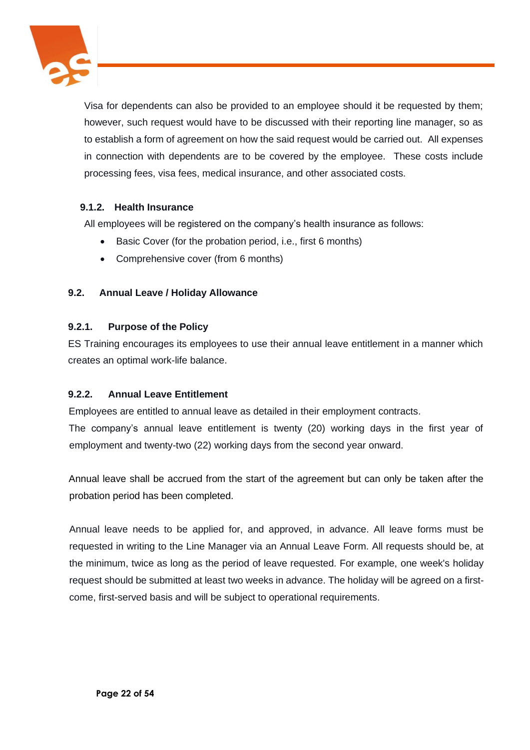Visa for dependents can also be provided to an employee should it be requested by them; however, such request would have to be discussed with their reporting line manager, so as to establish a form of agreement on how the said request would be carried out. All expenses in connection with dependents are to be covered by the employee. These costs include processing fees, visa fees, medical insurance, and other associated costs.

#### 9.1.2. Health Insurance

All employees will be registered on the company's health insurance as follows:

- Basic Cover (for the probation period, i.e., first 6 months)
- Comprehensive cover (from 6 months)

### 9.2. Annual Leave / Holiday Allowance

#### 9.2.1. Purpose of the Policy

ES Training encourages its employees to use their annual leave entitlement in a manner which creates an optimal work-life balance.

#### 9.2.2. Annual Leave Entitlement

Employees are entitled to annual leave as detailed in their employment contracts.
The company's annual leave entitlement is twenty (20) working days in the first year of employment and twenty-two (22) working days from the second year onward.

Annual leave shall be accrued from the start of the agreement but can only be taken after the probation period has been completed.

Annual leave needs to be applied for, and approved, in advance. All leave forms must be requested in writing to the Line Manager via an Annual Leave Form. All requests should be, at the minimum, twice as long as the period of leave requested. For example, one week's holiday request should be submitted at least two weeks in advance. The holiday will be agreed on a first-come, first-served basis and will be subject to operational requirements.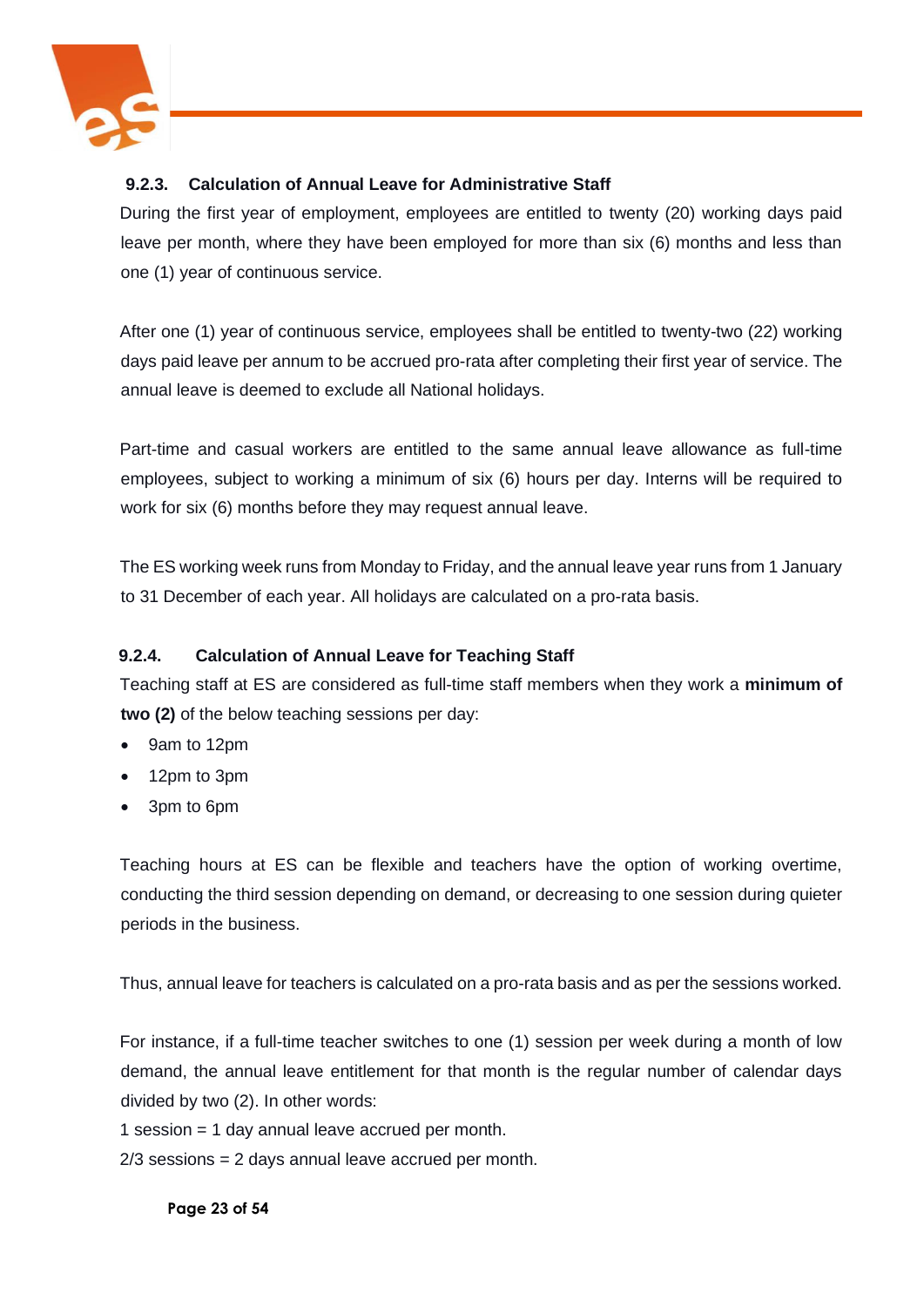### 9.2.3. Calculation of Annual Leave for Administrative Staff

During the first year of employment, employees are entitled to twenty (20) working days paid leave per month, where they have been employed for more than six (6) months and less than one (1) year of continuous service.

After one (1) year of continuous service, employees shall be entitled to twenty-two (22) working days paid leave per annum to be accrued pro-rata after completing their first year of service. The annual leave is deemed to exclude all National holidays.

Part-time and casual workers are entitled to the same annual leave allowance as full-time employees, subject to working a minimum of six (6) hours per day. Interns will be required to work for six (6) months before they may request annual leave.

The ES working week runs from Monday to Friday, and the annual leave year runs from 1 January to 31 December of each year. All holidays are calculated on a pro-rata basis.

### 9.2.4. Calculation of Annual Leave for Teaching Staff

Teaching staff at ES are considered as full-time staff members when they work a **minimum of two (2)** of the below teaching sessions per day:

- 9am to 12pm
- 12pm to 3pm
- 3pm to 6pm

Teaching hours at ES can be flexible and teachers have the option of working overtime, conducting the third session depending on demand, or decreasing to one session during quieter periods in the business.

Thus, annual leave for teachers is calculated on a pro-rata basis and as per the sessions worked.

For instance, if a full-time teacher switches to one (1) session per week during a month of low demand, the annual leave entitlement for that month is the regular number of calendar days divided by two (2). In other words:

1 session = 1 day annual leave accrued per month.

2/3 sessions = 2 days annual leave accrued per month.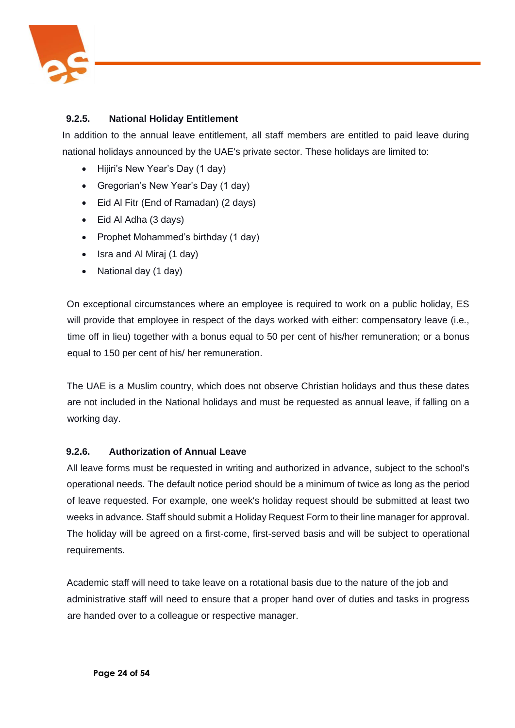### 9.2.5. National Holiday Entitlement

In addition to the annual leave entitlement, all staff members are entitled to paid leave during national holidays announced by the UAE's private sector. These holidays are limited to:

- Hijiri's New Year's Day (1 day)
- Gregorian's New Year's Day (1 day)
- Eid Al Fitr (End of Ramadan) (2 days)
- Eid Al Adha (3 days)
- Prophet Mohammed's birthday (1 day)
- Isra and Al Miraj (1 day)
- National day (1 day)

On exceptional circumstances where an employee is required to work on a public holiday, ES will provide that employee in respect of the days worked with either: compensatory leave (i.e., time off in lieu) together with a bonus equal to 50 per cent of his/her remuneration; or a bonus equal to 150 per cent of his/ her remuneration.

The UAE is a Muslim country, which does not observe Christian holidays and thus these dates are not included in the National holidays and must be requested as annual leave, if falling on a working day.

### 9.2.6. Authorization of Annual Leave

All leave forms must be requested in writing and authorized in advance, subject to the school's operational needs. The default notice period should be a minimum of twice as long as the period of leave requested. For example, one week's holiday request should be submitted at least two weeks in advance. Staff should submit a Holiday Request Form to their line manager for approval. The holiday will be agreed on a first-come, first-served basis and will be subject to operational requirements.

Academic staff will need to take leave on a rotational basis due to the nature of the job and administrative staff will need to ensure that a proper hand over of duties and tasks in progress are handed over to a colleague or respective manager.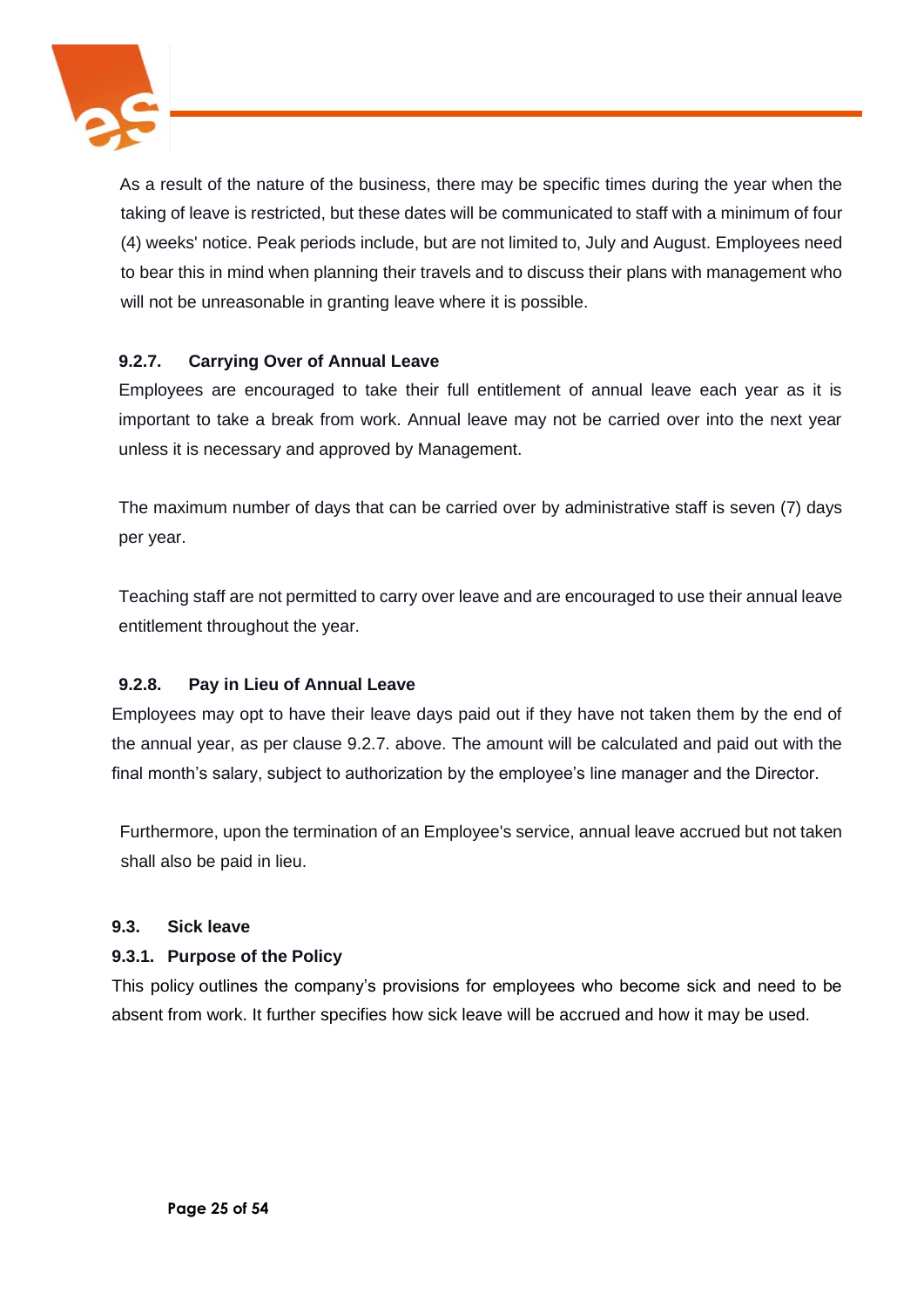As a result of the nature of the business, there may be specific times during the year when the taking of leave is restricted, but these dates will be communicated to staff with a minimum of four (4) weeks' notice. Peak periods include, but are not limited to, July and August. Employees need to bear this in mind when planning their travels and to discuss their plans with management who will not be unreasonable in granting leave where it is possible.

#### 9.2.7. Carrying Over of Annual Leave

Employees are encouraged to take their full entitlement of annual leave each year as it is important to take a break from work. Annual leave may not be carried over into the next year unless it is necessary and approved by Management.

The maximum number of days that can be carried over by administrative staff is seven (7) days per year.

Teaching staff are not permitted to carry over leave and are encouraged to use their annual leave entitlement throughout the year.

#### 9.2.8. Pay in Lieu of Annual Leave

Employees may opt to have their leave days paid out if they have not taken them by the end of the annual year, as per clause 9.2.7. above. The amount will be calculated and paid out with the final month's salary, subject to authorization by the employee's line manager and the Director.

Furthermore, upon the termination of an Employee's service, annual leave accrued but not taken shall also be paid in lieu.

### 9.3. Sick leave

#### 9.3.1. Purpose of the Policy

This policy outlines the company's provisions for employees who become sick and need to be absent from work. It further specifies how sick leave will be accrued and how it may be used.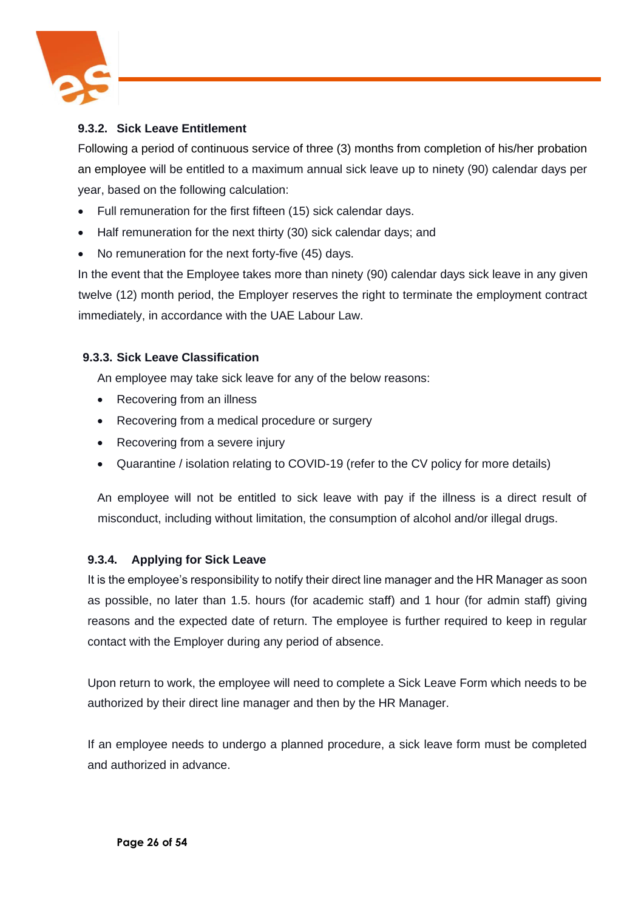#### 9.3.2. Sick Leave Entitlement

Following a period of continuous service of three (3) months from completion of his/her probation an employee will be entitled to a maximum annual sick leave up to ninety (90) calendar days per year, based on the following calculation:

- Full remuneration for the first fifteen (15) sick calendar days.
- Half remuneration for the next thirty (30) sick calendar days; and
- No remuneration for the next forty-five (45) days.

In the event that the Employee takes more than ninety (90) calendar days sick leave in any given twelve (12) month period, the Employer reserves the right to terminate the employment contract immediately, in accordance with the UAE Labour Law.

#### 9.3.3. Sick Leave Classification

An employee may take sick leave for any of the below reasons:

- Recovering from an illness
- Recovering from a medical procedure or surgery
- Recovering from a severe injury
- Quarantine / isolation relating to COVID-19 (refer to the CV policy for more details)

An employee will not be entitled to sick leave with pay if the illness is a direct result of misconduct, including without limitation, the consumption of alcohol and/or illegal drugs.

#### 9.3.4. Applying for Sick Leave

It is the employee's responsibility to notify their direct line manager and the HR Manager as soon as possible, no later than 1.5. hours (for academic staff) and 1 hour (for admin staff) giving reasons and the expected date of return. The employee is further required to keep in regular contact with the Employer during any period of absence.

Upon return to work, the employee will need to complete a Sick Leave Form which needs to be authorized by their direct line manager and then by the HR Manager.

If an employee needs to undergo a planned procedure, a sick leave form must be completed and authorized in advance.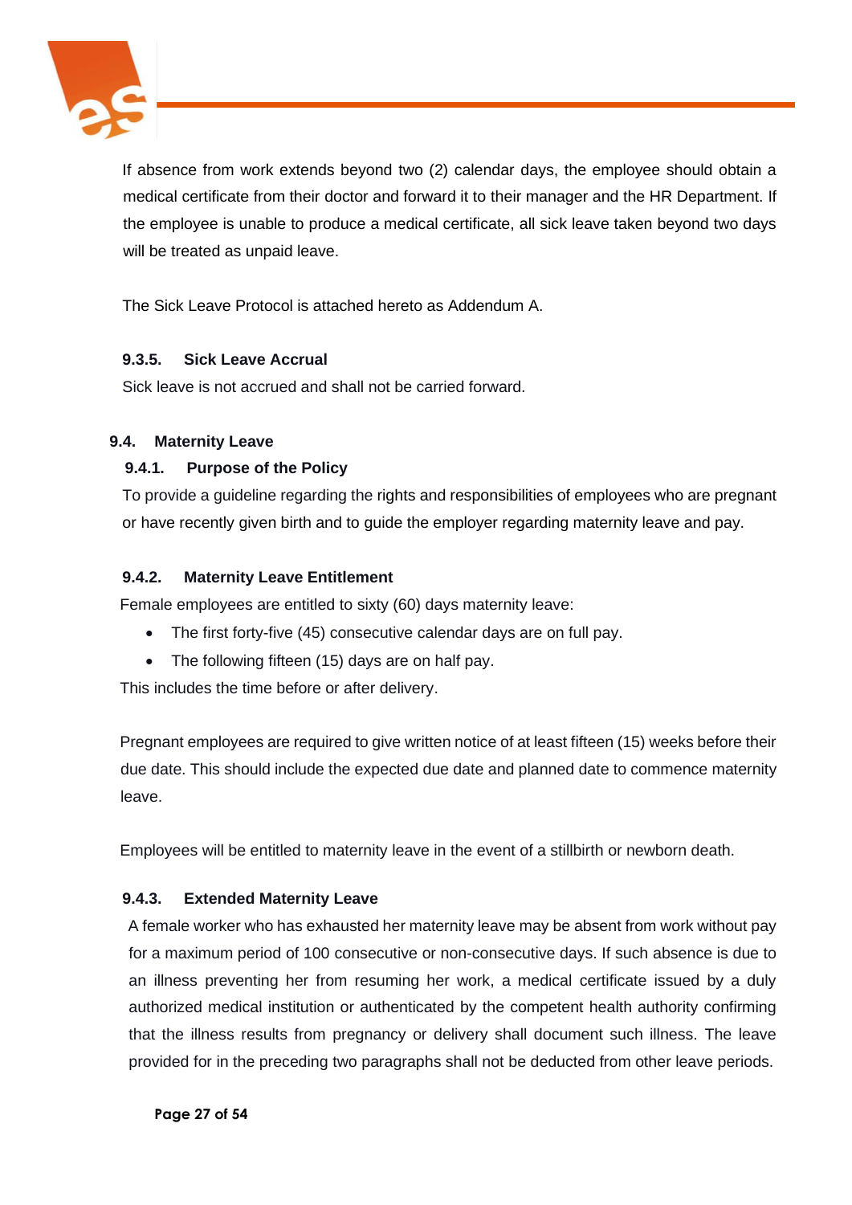If absence from work extends beyond two (2) calendar days, the employee should obtain a medical certificate from their doctor and forward it to their manager and the HR Department. If the employee is unable to produce a medical certificate, all sick leave taken beyond two days will be treated as unpaid leave.

The Sick Leave Protocol is attached hereto as Addendum A.

#### 9.3.5. Sick Leave Accrual

Sick leave is not accrued and shall not be carried forward.

### 9.4. Maternity Leave

#### 9.4.1. Purpose of the Policy

To provide a guideline regarding the rights and responsibilities of employees who are pregnant or have recently given birth and to guide the employer regarding maternity leave and pay.

#### 9.4.2. Maternity Leave Entitlement

Female employees are entitled to sixty (60) days maternity leave:

- The first forty-five (45) consecutive calendar days are on full pay.
- The following fifteen (15) days are on half pay.

This includes the time before or after delivery.

Pregnant employees are required to give written notice of at least fifteen (15) weeks before their due date. This should include the expected due date and planned date to commence maternity leave.

Employees will be entitled to maternity leave in the event of a stillbirth or newborn death.

#### 9.4.3. Extended Maternity Leave

A female worker who has exhausted her maternity leave may be absent from work without pay for a maximum period of 100 consecutive or non-consecutive days. If such absence is due to an illness preventing her from resuming her work, a medical certificate issued by a duly authorized medical institution or authenticated by the competent health authority confirming that the illness results from pregnancy or delivery shall document such illness. The leave provided for in the preceding two paragraphs shall not be deducted from other leave periods.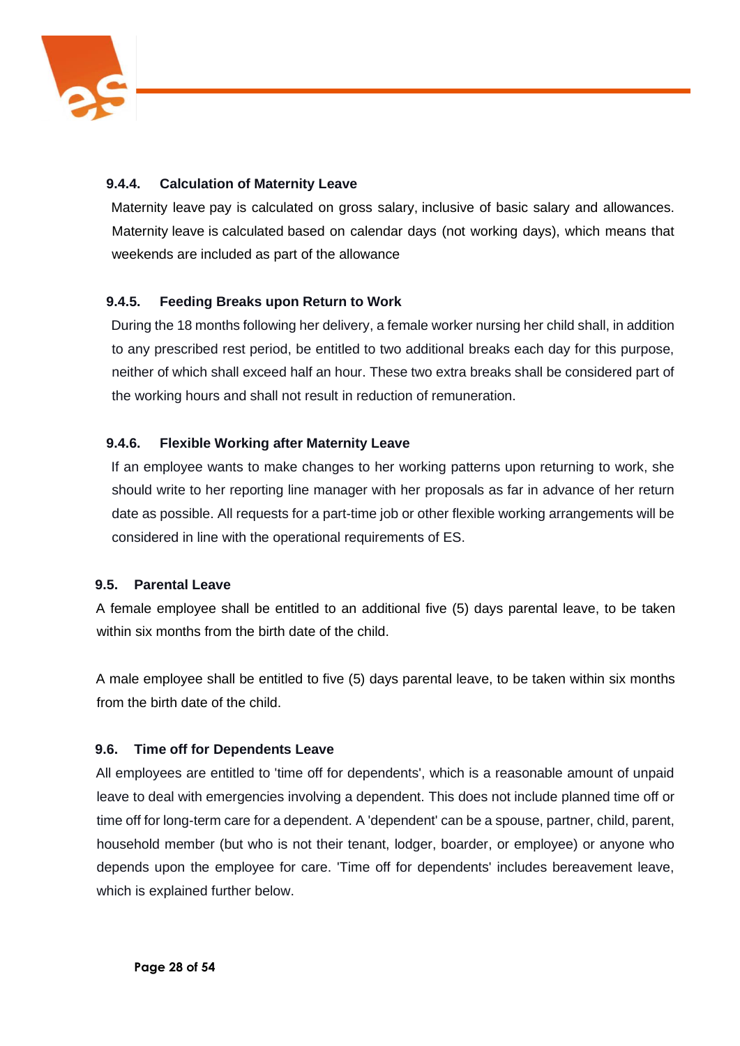#### 9.4.4. Calculation of Maternity Leave

Maternity leave pay is calculated on gross salary, inclusive of basic salary and allowances. Maternity leave is calculated based on calendar days (not working days), which means that weekends are included as part of the allowance

#### 9.4.5. Feeding Breaks upon Return to Work

During the 18 months following her delivery, a female worker nursing her child shall, in addition to any prescribed rest period, be entitled to two additional breaks each day for this purpose, neither of which shall exceed half an hour. These two extra breaks shall be considered part of the working hours and shall not result in reduction of remuneration.

#### 9.4.6. Flexible Working after Maternity Leave

If an employee wants to make changes to her working patterns upon returning to work, she should write to her reporting line manager with her proposals as far in advance of her return date as possible. All requests for a part-time job or other flexible working arrangements will be considered in line with the operational requirements of ES.

### 9.5. Parental Leave

A female employee shall be entitled to an additional five (5) days parental leave, to be taken within six months from the birth date of the child.

A male employee shall be entitled to five (5) days parental leave, to be taken within six months from the birth date of the child.

### 9.6. Time off for Dependents Leave

All employees are entitled to 'time off for dependents', which is a reasonable amount of unpaid leave to deal with emergencies involving a dependent. This does not include planned time off or time off for long-term care for a dependent. A 'dependent' can be a spouse, partner, child, parent, household member (but who is not their tenant, lodger, boarder, or employee) or anyone who depends upon the employee for care. 'Time off for dependents' includes bereavement leave, which is explained further below.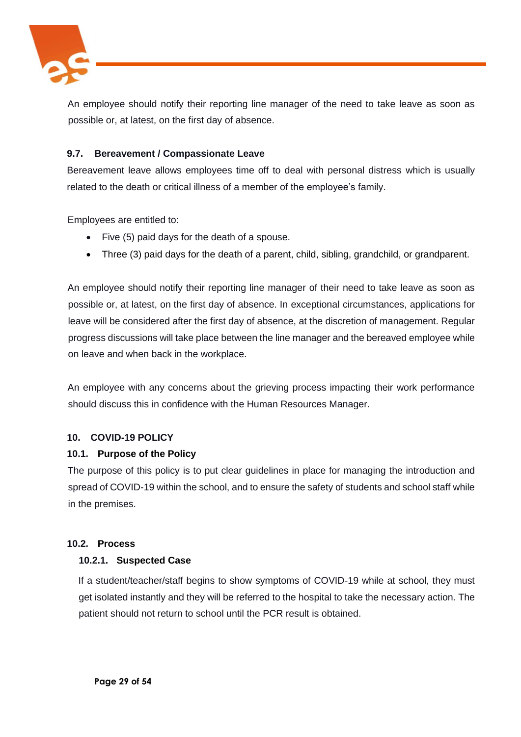An employee should notify their reporting line manager of the need to take leave as soon as possible or, at latest, on the first day of absence.

### 9.7. Bereavement / Compassionate Leave

Bereavement leave allows employees time off to deal with personal distress which is usually related to the death or critical illness of a member of the employee's family.

Employees are entitled to:

- Five (5) paid days for the death of a spouse.
- Three (3) paid days for the death of a parent, child, sibling, grandchild, or grandparent.

An employee should notify their reporting line manager of their need to take leave as soon as possible or, at latest, on the first day of absence. In exceptional circumstances, applications for leave will be considered after the first day of absence, at the discretion of management. Regular progress discussions will take place between the line manager and the bereaved employee while on leave and when back in the workplace.

An employee with any concerns about the grieving process impacting their work performance should discuss this in confidence with the Human Resources Manager.

## 10. COVID-19 POLICY

### 10.1. Purpose of the Policy

The purpose of this policy is to put clear guidelines in place for managing the introduction and spread of COVID-19 within the school, and to ensure the safety of students and school staff while in the premises.

### 10.2. Process

#### 10.2.1. Suspected Case

If a student/teacher/staff begins to show symptoms of COVID-19 while at school, they must get isolated instantly and they will be referred to the hospital to take the necessary action. The patient should not return to school until the PCR result is obtained.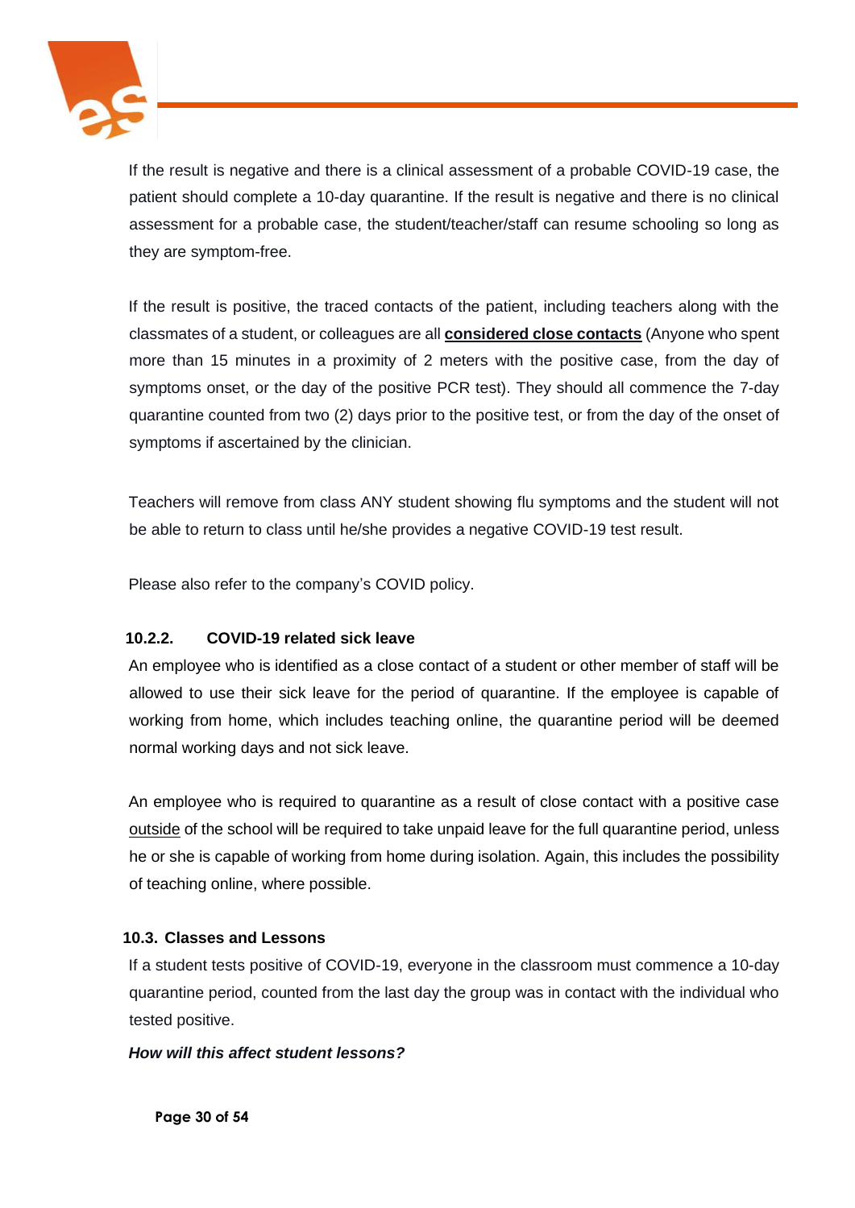If the result is negative and there is a clinical assessment of a probable COVID-19 case, the patient should complete a 10-day quarantine. If the result is negative and there is no clinical assessment for a probable case, the student/teacher/staff can resume schooling so long as they are symptom-free.

If the result is positive, the traced contacts of the patient, including teachers along with the classmates of a student, or colleagues are all **considered close contacts** (Anyone who spent more than 15 minutes in a proximity of 2 meters with the positive case, from the day of symptoms onset, or the day of the positive PCR test). They should all commence the 7-day quarantine counted from two (2) days prior to the positive test, or from the day of the onset of symptoms if ascertained by the clinician.

Teachers will remove from class ANY student showing flu symptoms and the student will not be able to return to class until he/she provides a negative COVID-19 test result.

Please also refer to the company's COVID policy.

#### 10.2.2. COVID-19 related sick leave

An employee who is identified as a close contact of a student or other member of staff will be allowed to use their sick leave for the period of quarantine. If the employee is capable of working from home, which includes teaching online, the quarantine period will be deemed normal working days and not sick leave.

An employee who is required to quarantine as a result of close contact with a positive case outside of the school will be required to take unpaid leave for the full quarantine period, unless he or she is capable of working from home during isolation. Again, this includes the possibility of teaching online, where possible.

### 10.3. Classes and Lessons

If a student tests positive of COVID-19, everyone in the classroom must commence a 10-day quarantine period, counted from the last day the group was in contact with the individual who tested positive.

***How will this affect student lessons?***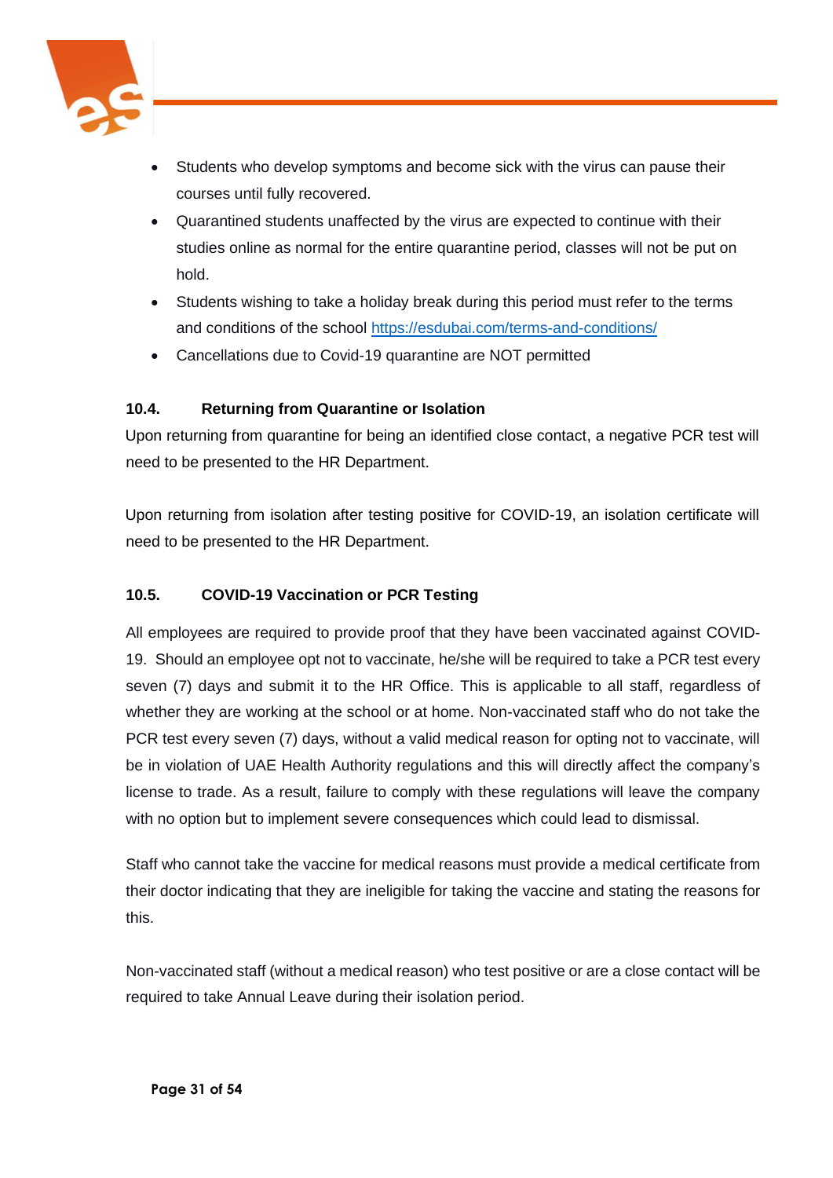- Students who develop symptoms and become sick with the virus can pause their courses until fully recovered.
- Quarantined students unaffected by the virus are expected to continue with their studies online as normal for the entire quarantine period, classes will not be put on hold.
- Students wishing to take a holiday break during this period must refer to the terms and conditions of the school [https://esdubai.com/terms-and-conditions/](https://esdubai.com/terms-and-conditions/)
- Cancellations due to Covid-19 quarantine are NOT permitted

### 10.4. Returning from Quarantine or Isolation

Upon returning from quarantine for being an identified close contact, a negative PCR test will need to be presented to the HR Department.

Upon returning from isolation after testing positive for COVID-19, an isolation certificate will need to be presented to the HR Department.

### 10.5. COVID-19 Vaccination or PCR Testing

All employees are required to provide proof that they have been vaccinated against COVID-19. Should an employee opt not to vaccinate, he/she will be required to take a PCR test every seven (7) days and submit it to the HR Office. This is applicable to all staff, regardless of whether they are working at the school or at home. Non-vaccinated staff who do not take the PCR test every seven (7) days, without a valid medical reason for opting not to vaccinate, will be in violation of UAE Health Authority regulations and this will directly affect the company's license to trade. As a result, failure to comply with these regulations will leave the company with no option but to implement severe consequences which could lead to dismissal.

Staff who cannot take the vaccine for medical reasons must provide a medical certificate from their doctor indicating that they are ineligible for taking the vaccine and stating the reasons for this.

Non-vaccinated staff (without a medical reason) who test positive or are a close contact will be required to take Annual Leave during their isolation period.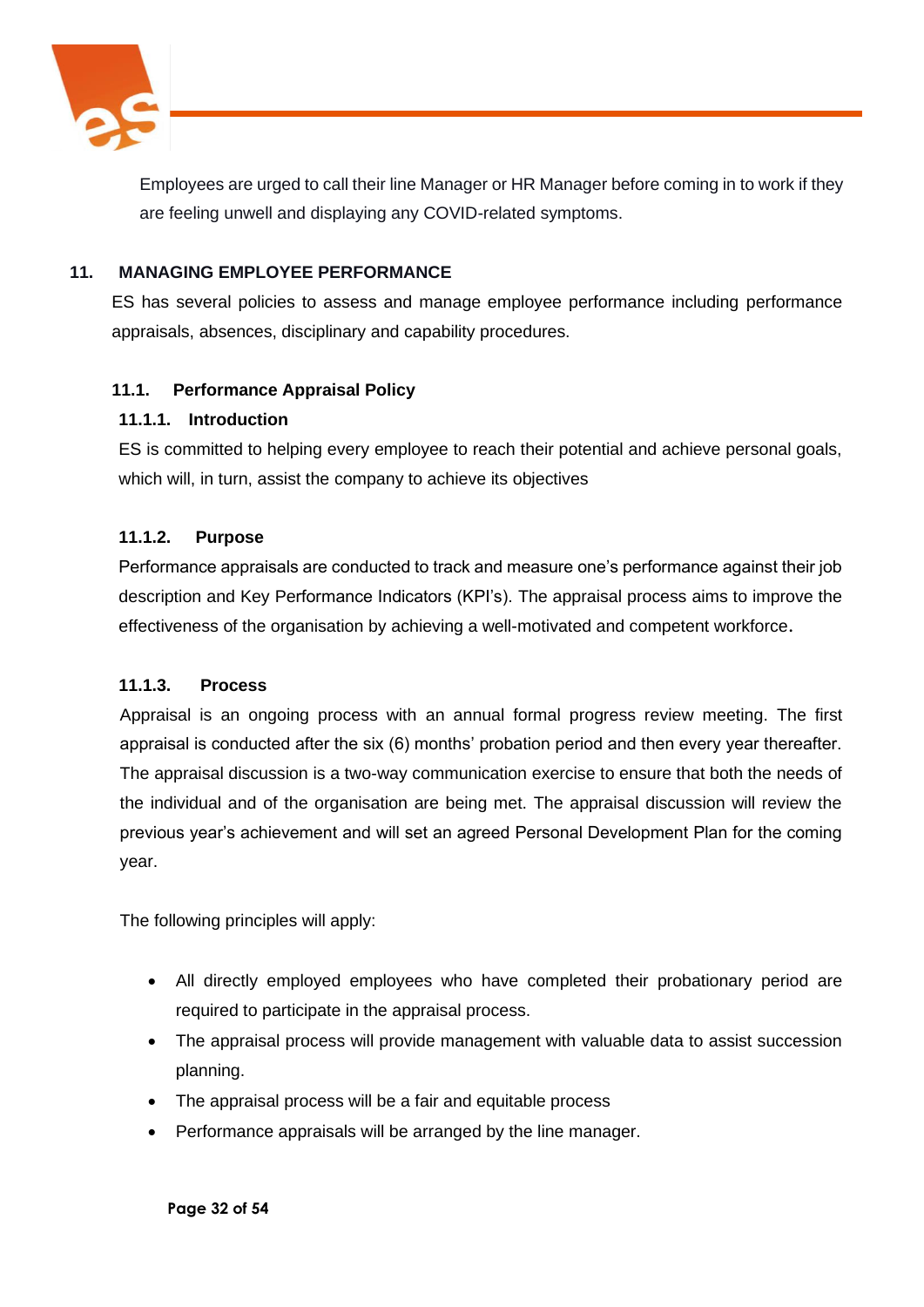Employees are urged to call their line Manager or HR Manager before coming in to work if they are feeling unwell and displaying any COVID-related symptoms.

## 11. MANAGING EMPLOYEE PERFORMANCE

ES has several policies to assess and manage employee performance including performance appraisals, absences, disciplinary and capability procedures.

### 11.1. Performance Appraisal Policy

#### 11.1.1. Introduction

ES is committed to helping every employee to reach their potential and achieve personal goals, which will, in turn, assist the company to achieve its objectives

#### 11.1.2. Purpose

Performance appraisals are conducted to track and measure one's performance against their job description and Key Performance Indicators (KPI's). The appraisal process aims to improve the effectiveness of the organisation by achieving a well-motivated and competent workforce.

#### 11.1.3. Process

Appraisal is an ongoing process with an annual formal progress review meeting. The first appraisal is conducted after the six (6) months' probation period and then every year thereafter. The appraisal discussion is a two-way communication exercise to ensure that both the needs of the individual and of the organisation are being met. The appraisal discussion will review the previous year's achievement and will set an agreed Personal Development Plan for the coming year.

The following principles will apply:

- All directly employed employees who have completed their probationary period are required to participate in the appraisal process.
- The appraisal process will provide management with valuable data to assist succession planning.
- The appraisal process will be a fair and equitable process
- Performance appraisals will be arranged by the line manager.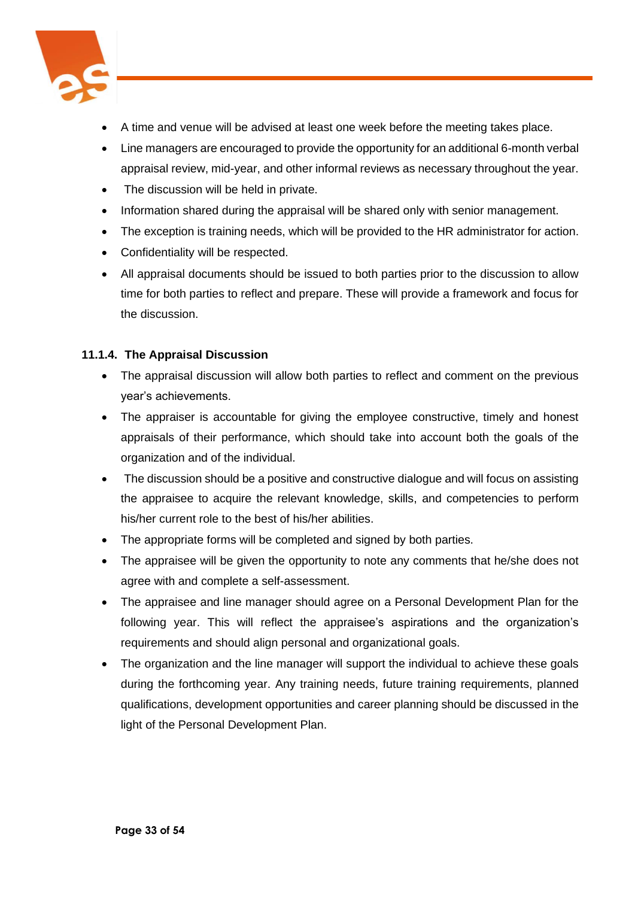- A time and venue will be advised at least one week before the meeting takes place.
- Line managers are encouraged to provide the opportunity for an additional 6-month verbal appraisal review, mid-year, and other informal reviews as necessary throughout the year.
- The discussion will be held in private.
- Information shared during the appraisal will be shared only with senior management.
- The exception is training needs, which will be provided to the HR administrator for action.
- Confidentiality will be respected.
- All appraisal documents should be issued to both parties prior to the discussion to allow time for both parties to reflect and prepare. These will provide a framework and focus for the discussion.

#### 11.1.4. The Appraisal Discussion

- The appraisal discussion will allow both parties to reflect and comment on the previous year's achievements.
- The appraiser is accountable for giving the employee constructive, timely and honest appraisals of their performance, which should take into account both the goals of the organization and of the individual.
- The discussion should be a positive and constructive dialogue and will focus on assisting the appraisee to acquire the relevant knowledge, skills, and competencies to perform his/her current role to the best of his/her abilities.
- The appropriate forms will be completed and signed by both parties.
- The appraisee will be given the opportunity to note any comments that he/she does not agree with and complete a self-assessment.
- The appraisee and line manager should agree on a Personal Development Plan for the following year. This will reflect the appraisee's aspirations and the organization's requirements and should align personal and organizational goals.
- The organization and the line manager will support the individual to achieve these goals during the forthcoming year. Any training needs, future training requirements, planned qualifications, development opportunities and career planning should be discussed in the light of the Personal Development Plan.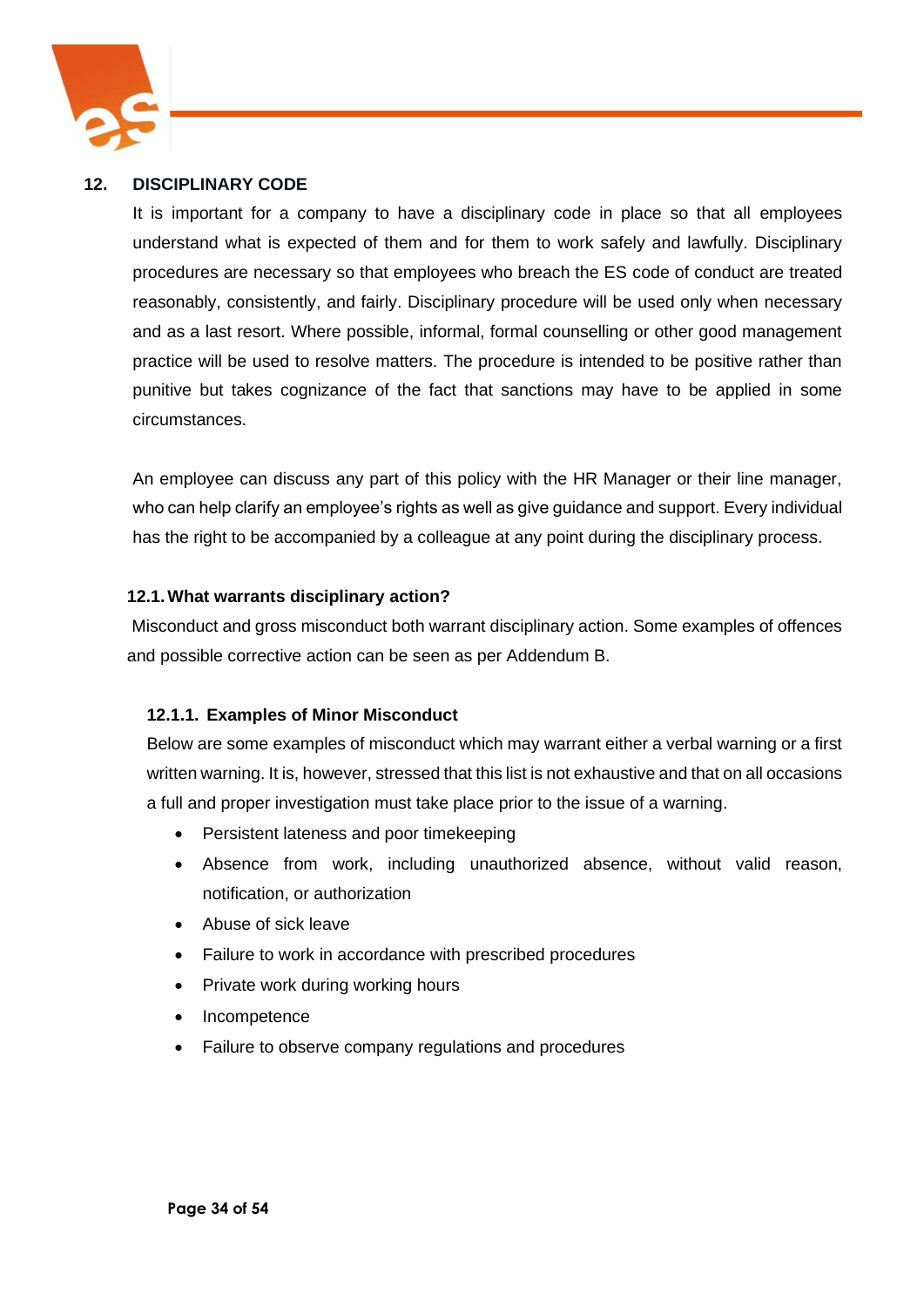## 12. DISCIPLINARY CODE

It is important for a company to have a disciplinary code in place so that all employees understand what is expected of them and for them to work safely and lawfully. Disciplinary procedures are necessary so that employees who breach the ES code of conduct are treated reasonably, consistently, and fairly. Disciplinary procedure will be used only when necessary and as a last resort. Where possible, informal, formal counselling or other good management practice will be used to resolve matters. The procedure is intended to be positive rather than punitive but takes cognizance of the fact that sanctions may have to be applied in some circumstances.

An employee can discuss any part of this policy with the HR Manager or their line manager, who can help clarify an employee's rights as well as give guidance and support. Every individual has the right to be accompanied by a colleague at any point during the disciplinary process.

### 12.1. What warrants disciplinary action?

Misconduct and gross misconduct both warrant disciplinary action. Some examples of offences and possible corrective action can be seen as per Addendum B.

#### 12.1.1. Examples of Minor Misconduct

Below are some examples of misconduct which may warrant either a verbal warning or a first written warning. It is, however, stressed that this list is not exhaustive and that on all occasions a full and proper investigation must take place prior to the issue of a warning.

- Persistent lateness and poor timekeeping
- Absence from work, including unauthorized absence, without valid reason, notification, or authorization
- Abuse of sick leave
- Failure to work in accordance with prescribed procedures
- Private work during working hours
- Incompetence
- Failure to observe company regulations and procedures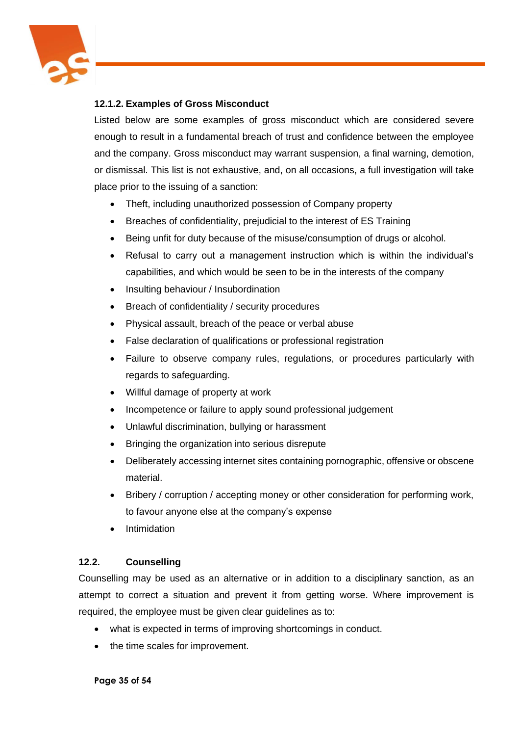#### 12.1.2. Examples of Gross Misconduct

Listed below are some examples of gross misconduct which are considered severe enough to result in a fundamental breach of trust and confidence between the employee and the company. Gross misconduct may warrant suspension, a final warning, demotion, or dismissal. This list is not exhaustive, and, on all occasions, a full investigation will take place prior to the issuing of a sanction:

- Theft, including unauthorized possession of Company property
- Breaches of confidentiality, prejudicial to the interest of ES Training
- Being unfit for duty because of the misuse/consumption of drugs or alcohol.
- Refusal to carry out a management instruction which is within the individual's capabilities, and which would be seen to be in the interests of the company
- Insulting behaviour / Insubordination
- Breach of confidentiality / security procedures
- Physical assault, breach of the peace or verbal abuse
- False declaration of qualifications or professional registration
- Failure to observe company rules, regulations, or procedures particularly with regards to safeguarding.
- Willful damage of property at work
- Incompetence or failure to apply sound professional judgement
- Unlawful discrimination, bullying or harassment
- Bringing the organization into serious disrepute
- Deliberately accessing internet sites containing pornographic, offensive or obscene material.
- Bribery / corruption / accepting money or other consideration for performing work, to favour anyone else at the company's expense
- Intimidation

### 12.2. Counselling

Counselling may be used as an alternative or in addition to a disciplinary sanction, as an attempt to correct a situation and prevent it from getting worse. Where improvement is required, the employee must be given clear guidelines as to:

- what is expected in terms of improving shortcomings in conduct.
- the time scales for improvement.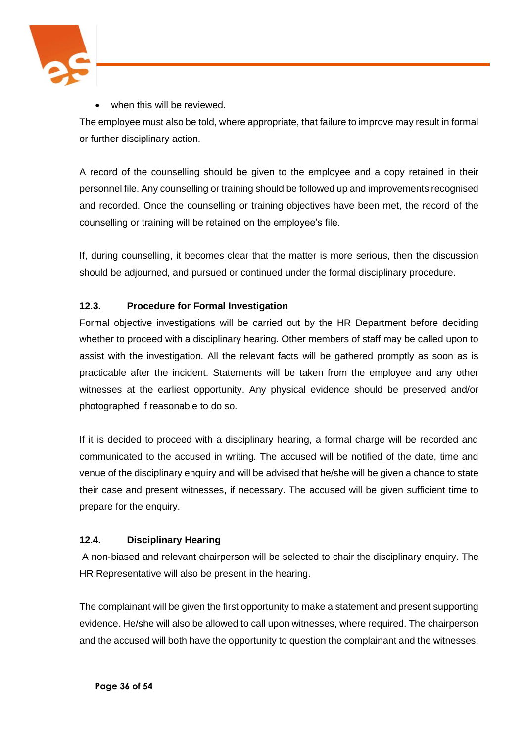- when this will be reviewed.

The employee must also be told, where appropriate, that failure to improve may result in formal or further disciplinary action.

A record of the counselling should be given to the employee and a copy retained in their personnel file. Any counselling or training should be followed up and improvements recognised and recorded. Once the counselling or training objectives have been met, the record of the counselling or training will be retained on the employee's file.

If, during counselling, it becomes clear that the matter is more serious, then the discussion should be adjourned, and pursued or continued under the formal disciplinary procedure.

### 12.3. Procedure for Formal Investigation

Formal objective investigations will be carried out by the HR Department before deciding whether to proceed with a disciplinary hearing. Other members of staff may be called upon to assist with the investigation. All the relevant facts will be gathered promptly as soon as is practicable after the incident. Statements will be taken from the employee and any other witnesses at the earliest opportunity. Any physical evidence should be preserved and/or photographed if reasonable to do so.

If it is decided to proceed with a disciplinary hearing, a formal charge will be recorded and communicated to the accused in writing. The accused will be notified of the date, time and venue of the disciplinary enquiry and will be advised that he/she will be given a chance to state their case and present witnesses, if necessary. The accused will be given sufficient time to prepare for the enquiry.

### 12.4. Disciplinary Hearing

A non-biased and relevant chairperson will be selected to chair the disciplinary enquiry. The HR Representative will also be present in the hearing.

The complainant will be given the first opportunity to make a statement and present supporting evidence. He/she will also be allowed to call upon witnesses, where required. The chairperson and the accused will both have the opportunity to question the complainant and the witnesses.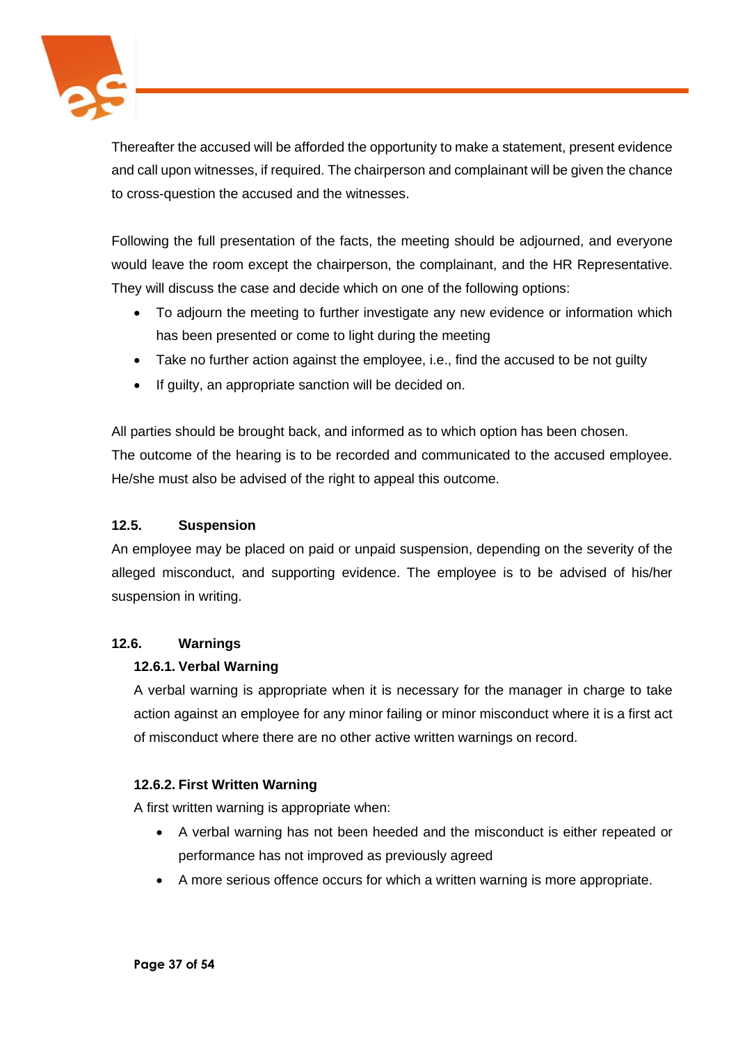Thereafter the accused will be afforded the opportunity to make a statement, present evidence and call upon witnesses, if required. The chairperson and complainant will be given the chance to cross-question the accused and the witnesses.

Following the full presentation of the facts, the meeting should be adjourned, and everyone would leave the room except the chairperson, the complainant, and the HR Representative. They will discuss the case and decide which on one of the following options:

- To adjourn the meeting to further investigate any new evidence or information which has been presented or come to light during the meeting
- Take no further action against the employee, i.e., find the accused to be not guilty
- If guilty, an appropriate sanction will be decided on.

All parties should be brought back, and informed as to which option has been chosen. The outcome of the hearing is to be recorded and communicated to the accused employee. He/she must also be advised of the right to appeal this outcome.

### 12.5. Suspension

An employee may be placed on paid or unpaid suspension, depending on the severity of the alleged misconduct, and supporting evidence. The employee is to be advised of his/her suspension in writing.

### 12.6. Warnings

#### 12.6.1. Verbal Warning

A verbal warning is appropriate when it is necessary for the manager in charge to take action against an employee for any minor failing or minor misconduct where it is a first act of misconduct where there are no other active written warnings on record.

#### 12.6.2. First Written Warning

A first written warning is appropriate when:

- A verbal warning has not been heeded and the misconduct is either repeated or performance has not improved as previously agreed
- A more serious offence occurs for which a written warning is more appropriate.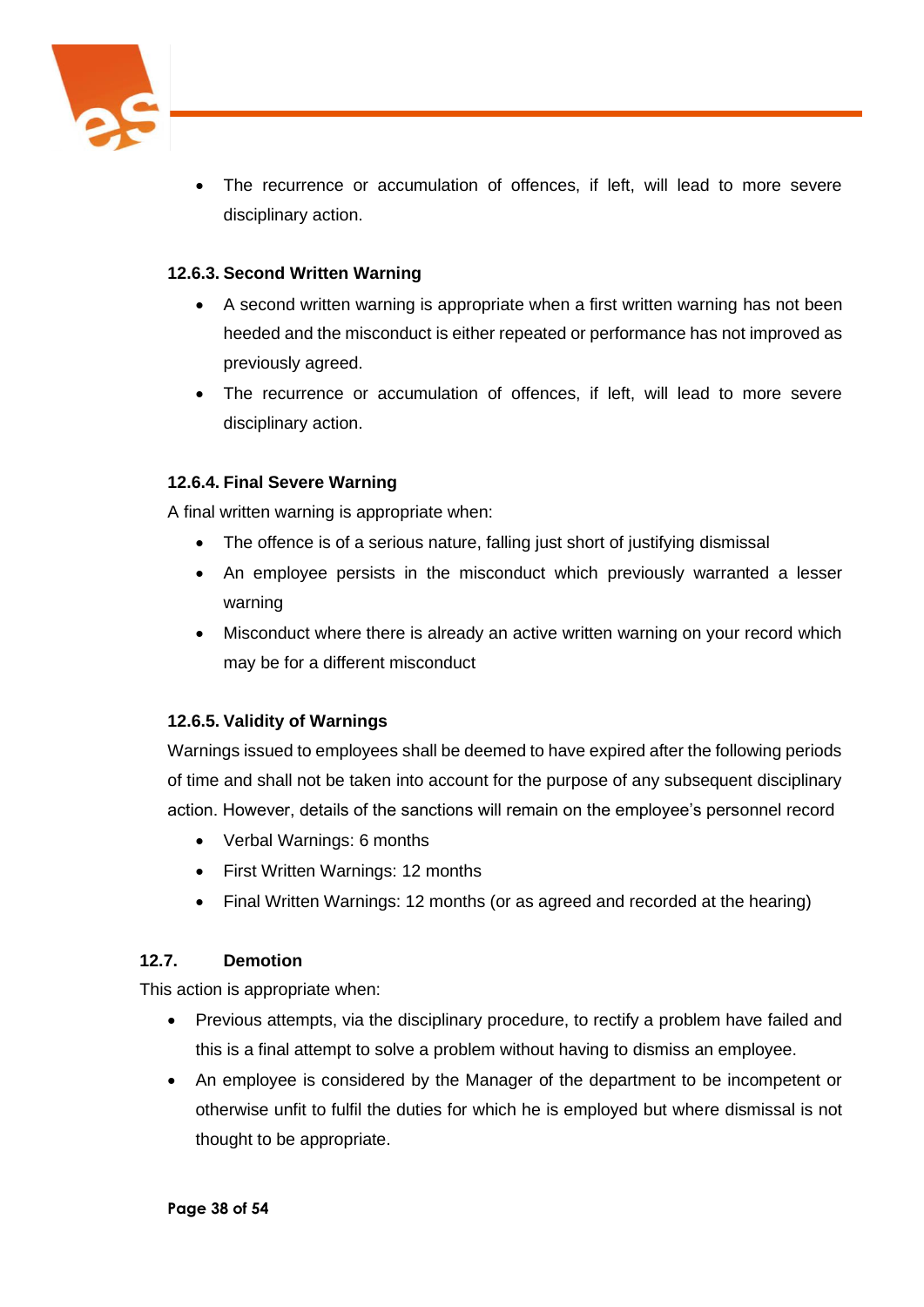- The recurrence or accumulation of offences, if left, will lead to more severe disciplinary action.

#### 12.6.3. Second Written Warning

- A second written warning is appropriate when a first written warning has not been heeded and the misconduct is either repeated or performance has not improved as previously agreed.
- The recurrence or accumulation of offences, if left, will lead to more severe disciplinary action.

#### 12.6.4. Final Severe Warning

A final written warning is appropriate when:

- The offence is of a serious nature, falling just short of justifying dismissal
- An employee persists in the misconduct which previously warranted a lesser warning
- Misconduct where there is already an active written warning on your record which may be for a different misconduct

#### 12.6.5. Validity of Warnings

Warnings issued to employees shall be deemed to have expired after the following periods of time and shall not be taken into account for the purpose of any subsequent disciplinary action. However, details of the sanctions will remain on the employee's personnel record

- Verbal Warnings: 6 months
- First Written Warnings: 12 months
- Final Written Warnings: 12 months (or as agreed and recorded at the hearing)

### 12.7. Demotion

This action is appropriate when:

- Previous attempts, via the disciplinary procedure, to rectify a problem have failed and this is a final attempt to solve a problem without having to dismiss an employee.
- An employee is considered by the Manager of the department to be incompetent or otherwise unfit to fulfil the duties for which he is employed but where dismissal is not thought to be appropriate.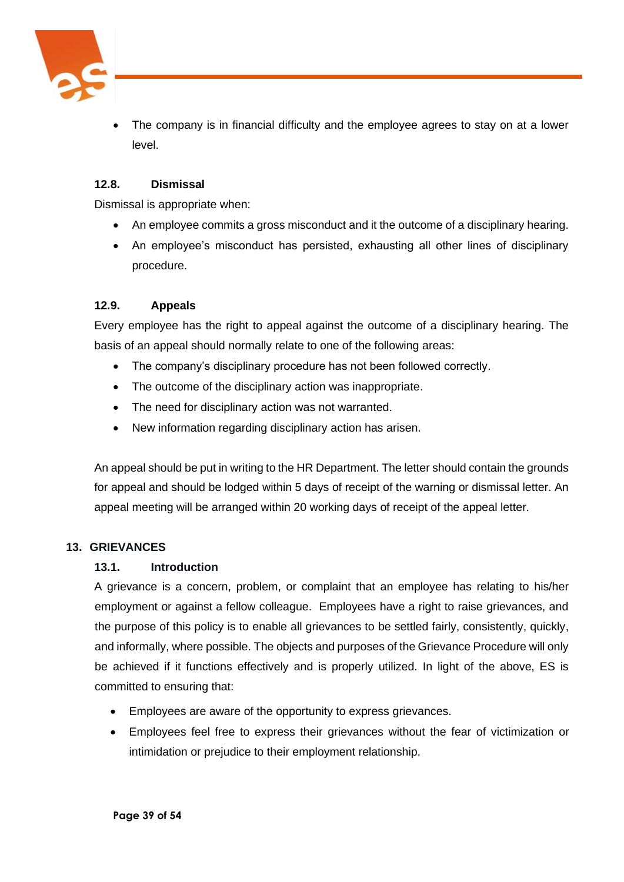- The company is in financial difficulty and the employee agrees to stay on at a lower level.

### 12.8. Dismissal

Dismissal is appropriate when:

- An employee commits a gross misconduct and it the outcome of a disciplinary hearing.
- An employee's misconduct has persisted, exhausting all other lines of disciplinary procedure.

### 12.9. Appeals

Every employee has the right to appeal against the outcome of a disciplinary hearing. The basis of an appeal should normally relate to one of the following areas:

- The company's disciplinary procedure has not been followed correctly.
- The outcome of the disciplinary action was inappropriate.
- The need for disciplinary action was not warranted.
- New information regarding disciplinary action has arisen.

An appeal should be put in writing to the HR Department. The letter should contain the grounds for appeal and should be lodged within 5 days of receipt of the warning or dismissal letter. An appeal meeting will be arranged within 20 working days of receipt of the appeal letter.

## 13. GRIEVANCES

### 13.1. Introduction

A grievance is a concern, problem, or complaint that an employee has relating to his/her employment or against a fellow colleague. Employees have a right to raise grievances, and the purpose of this policy is to enable all grievances to be settled fairly, consistently, quickly, and informally, where possible. The objects and purposes of the Grievance Procedure will only be achieved if it functions effectively and is properly utilized. In light of the above, ES is committed to ensuring that:

- Employees are aware of the opportunity to express grievances.
- Employees feel free to express their grievances without the fear of victimization or intimidation or prejudice to their employment relationship.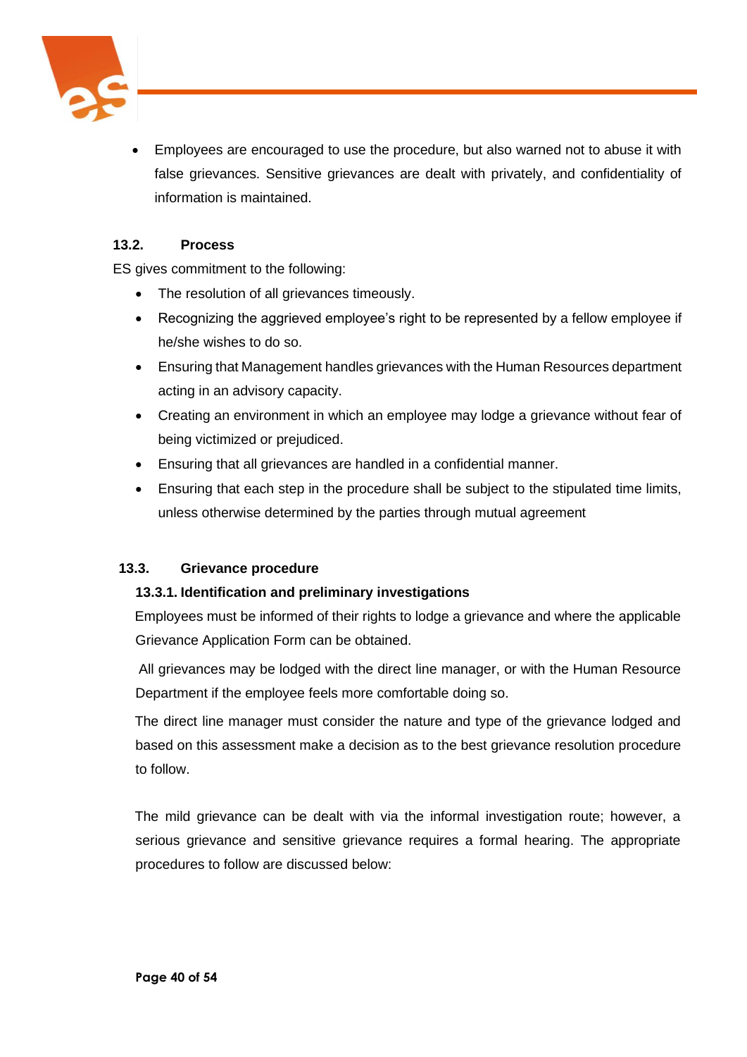- Employees are encouraged to use the procedure, but also warned not to abuse it with false grievances. Sensitive grievances are dealt with privately, and confidentiality of information is maintained.

### 13.2. Process

ES gives commitment to the following:

- The resolution of all grievances timeously.
- Recognizing the aggrieved employee's right to be represented by a fellow employee if he/she wishes to do so.
- Ensuring that Management handles grievances with the Human Resources department acting in an advisory capacity.
- Creating an environment in which an employee may lodge a grievance without fear of being victimized or prejudiced.
- Ensuring that all grievances are handled in a confidential manner.
- Ensuring that each step in the procedure shall be subject to the stipulated time limits, unless otherwise determined by the parties through mutual agreement

### 13.3. Grievance procedure

#### 13.3.1. Identification and preliminary investigations

Employees must be informed of their rights to lodge a grievance and where the applicable Grievance Application Form can be obtained.

All grievances may be lodged with the direct line manager, or with the Human Resource Department if the employee feels more comfortable doing so.

The direct line manager must consider the nature and type of the grievance lodged and based on this assessment make a decision as to the best grievance resolution procedure to follow.

The mild grievance can be dealt with via the informal investigation route; however, a serious grievance and sensitive grievance requires a formal hearing. The appropriate procedures to follow are discussed below: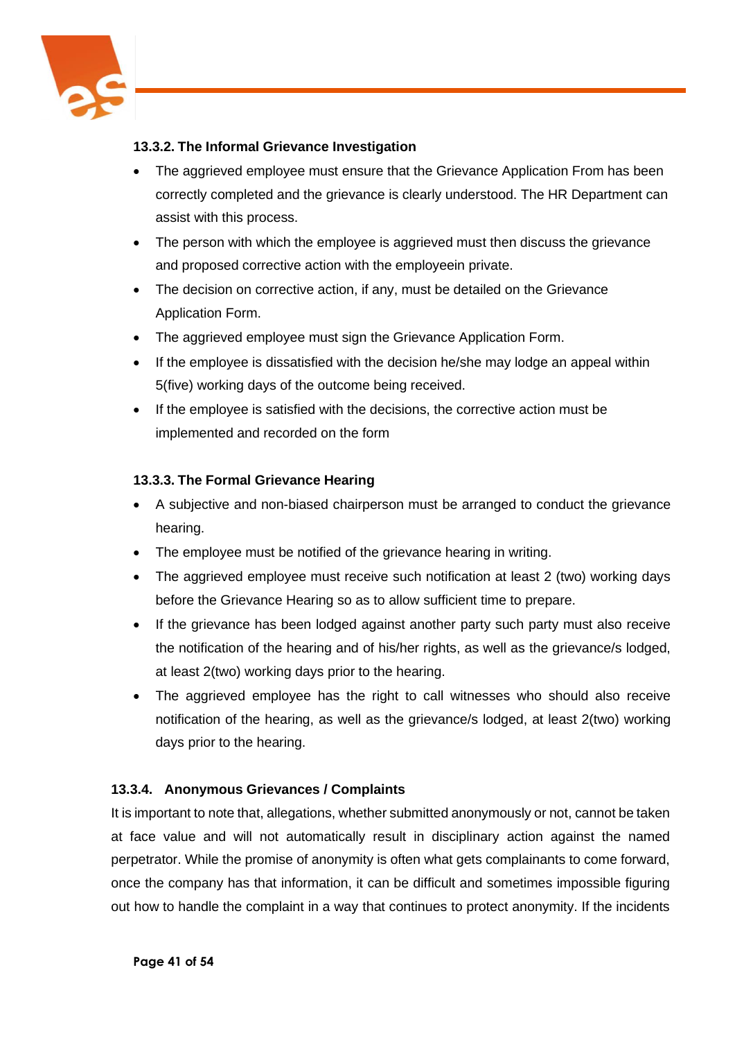#### 13.3.2. The Informal Grievance Investigation

- The aggrieved employee must ensure that the Grievance Application From has been correctly completed and the grievance is clearly understood. The HR Department can assist with this process.
- The person with which the employee is aggrieved must then discuss the grievance and proposed corrective action with the employeein private.
- The decision on corrective action, if any, must be detailed on the Grievance Application Form.
- The aggrieved employee must sign the Grievance Application Form.
- If the employee is dissatisfied with the decision he/she may lodge an appeal within 5(five) working days of the outcome being received.
- If the employee is satisfied with the decisions, the corrective action must be implemented and recorded on the form

#### 13.3.3. The Formal Grievance Hearing

- A subjective and non-biased chairperson must be arranged to conduct the grievance hearing.
- The employee must be notified of the grievance hearing in writing.
- The aggrieved employee must receive such notification at least 2 (two) working days before the Grievance Hearing so as to allow sufficient time to prepare.
- If the grievance has been lodged against another party such party must also receive the notification of the hearing and of his/her rights, as well as the grievance/s lodged, at least 2(two) working days prior to the hearing.
- The aggrieved employee has the right to call witnesses who should also receive notification of the hearing, as well as the grievance/s lodged, at least 2(two) working days prior to the hearing.

#### 13.3.4. Anonymous Grievances / Complaints

It is important to note that, allegations, whether submitted anonymously or not, cannot be taken at face value and will not automatically result in disciplinary action against the named perpetrator. While the promise of anonymity is often what gets complainants to come forward, once the company has that information, it can be difficult and sometimes impossible figuring out how to handle the complaint in a way that continues to protect anonymity. If the incidents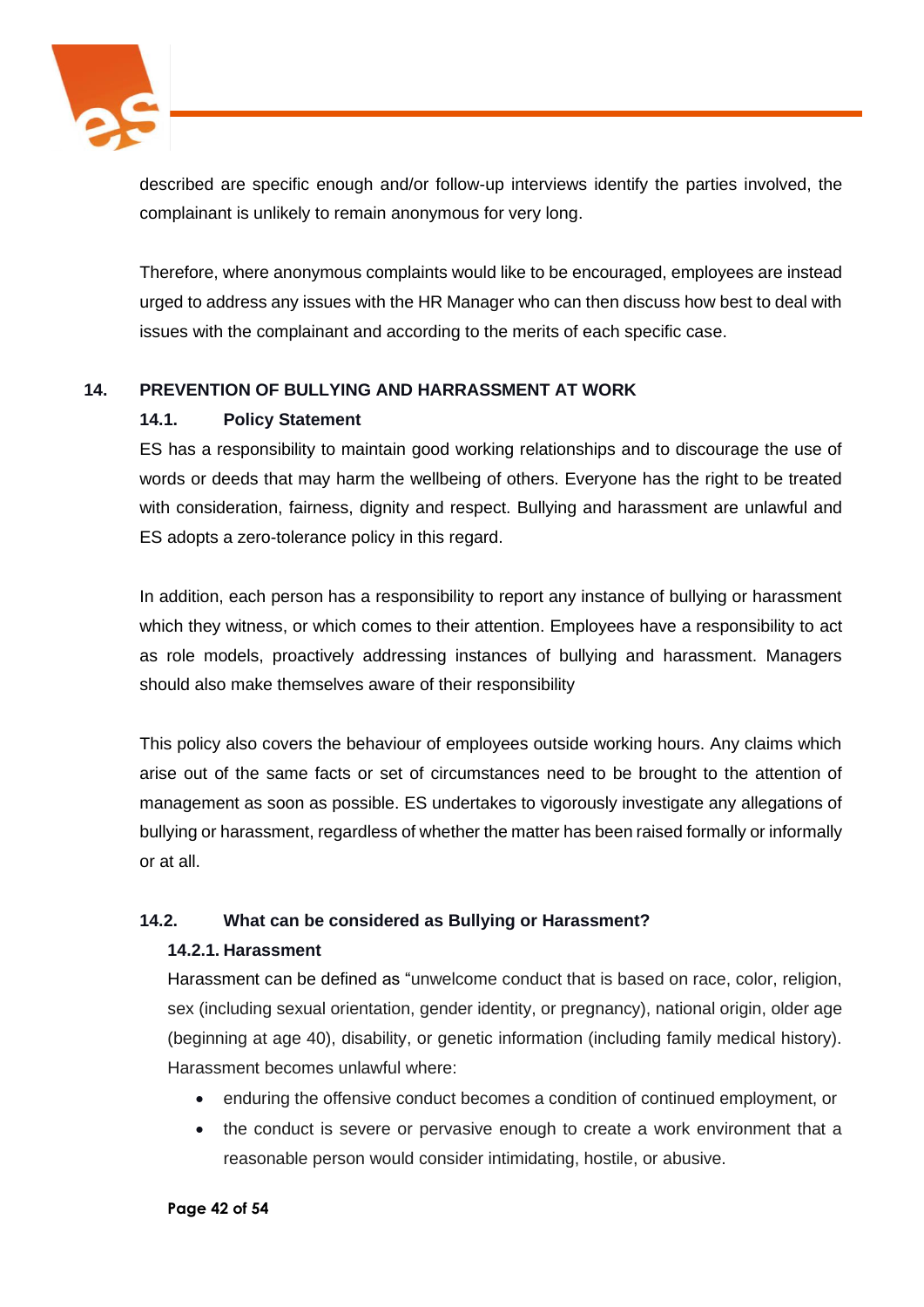described are specific enough and/or follow-up interviews identify the parties involved, the complainant is unlikely to remain anonymous for very long.

Therefore, where anonymous complaints would like to be encouraged, employees are instead urged to address any issues with the HR Manager who can then discuss how best to deal with issues with the complainant and according to the merits of each specific case.

## 14. PREVENTION OF BULLYING AND HARRASSMENT AT WORK

### 14.1. Policy Statement

ES has a responsibility to maintain good working relationships and to discourage the use of words or deeds that may harm the wellbeing of others. Everyone has the right to be treated with consideration, fairness, dignity and respect. Bullying and harassment are unlawful and ES adopts a zero-tolerance policy in this regard.

In addition, each person has a responsibility to report any instance of bullying or harassment which they witness, or which comes to their attention. Employees have a responsibility to act as role models, proactively addressing instances of bullying and harassment. Managers should also make themselves aware of their responsibility

This policy also covers the behaviour of employees outside working hours. Any claims which arise out of the same facts or set of circumstances need to be brought to the attention of management as soon as possible. ES undertakes to vigorously investigate any allegations of bullying or harassment, regardless of whether the matter has been raised formally or informally or at all.

### 14.2. What can be considered as Bullying or Harassment?

#### 14.2.1. Harassment

Harassment can be defined as "unwelcome conduct that is based on race, color, religion, sex (including sexual orientation, gender identity, or pregnancy), national origin, older age (beginning at age 40), disability, or genetic information (including family medical history). Harassment becomes unlawful where:

- enduring the offensive conduct becomes a condition of continued employment, or
- the conduct is severe or pervasive enough to create a work environment that a reasonable person would consider intimidating, hostile, or abusive.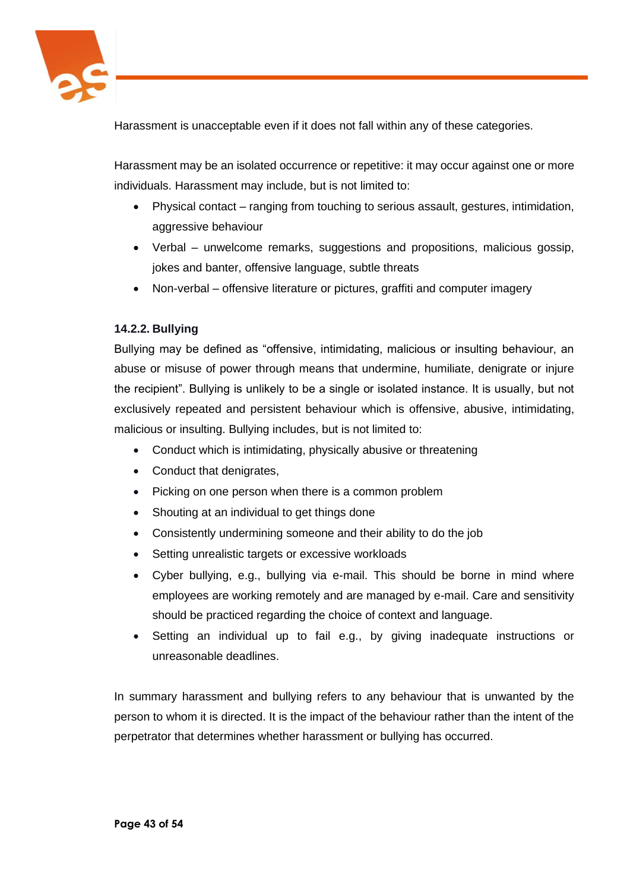Harassment is unacceptable even if it does not fall within any of these categories.

Harassment may be an isolated occurrence or repetitive: it may occur against one or more individuals. Harassment may include, but is not limited to:

- Physical contact – ranging from touching to serious assault, gestures, intimidation, aggressive behaviour
- Verbal – unwelcome remarks, suggestions and propositions, malicious gossip, jokes and banter, offensive language, subtle threats
- Non-verbal – offensive literature or pictures, graffiti and computer imagery

#### 14.2.2. Bullying

Bullying may be defined as "offensive, intimidating, malicious or insulting behaviour, an abuse or misuse of power through means that undermine, humiliate, denigrate or injure the recipient". Bullying is unlikely to be a single or isolated instance. It is usually, but not exclusively repeated and persistent behaviour which is offensive, abusive, intimidating, malicious or insulting. Bullying includes, but is not limited to:

- Conduct which is intimidating, physically abusive or threatening
- Conduct that denigrates,
- Picking on one person when there is a common problem
- Shouting at an individual to get things done
- Consistently undermining someone and their ability to do the job
- Setting unrealistic targets or excessive workloads
- Cyber bullying, e.g., bullying via e-mail. This should be borne in mind where employees are working remotely and are managed by e-mail. Care and sensitivity should be practiced regarding the choice of context and language.
- Setting an individual up to fail e.g., by giving inadequate instructions or unreasonable deadlines.

In summary harassment and bullying refers to any behaviour that is unwanted by the person to whom it is directed. It is the impact of the behaviour rather than the intent of the perpetrator that determines whether harassment or bullying has occurred.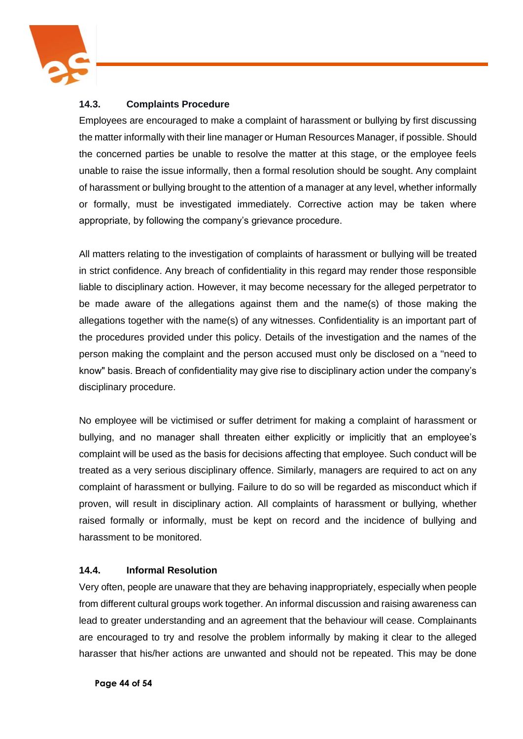### 14.3. Complaints Procedure

Employees are encouraged to make a complaint of harassment or bullying by first discussing the matter informally with their line manager or Human Resources Manager, if possible. Should the concerned parties be unable to resolve the matter at this stage, or the employee feels unable to raise the issue informally, then a formal resolution should be sought. Any complaint of harassment or bullying brought to the attention of a manager at any level, whether informally or formally, must be investigated immediately. Corrective action may be taken where appropriate, by following the company's grievance procedure.

All matters relating to the investigation of complaints of harassment or bullying will be treated in strict confidence. Any breach of confidentiality in this regard may render those responsible liable to disciplinary action. However, it may become necessary for the alleged perpetrator to be made aware of the allegations against them and the name(s) of those making the allegations together with the name(s) of any witnesses. Confidentiality is an important part of the procedures provided under this policy. Details of the investigation and the names of the person making the complaint and the person accused must only be disclosed on a "need to know" basis. Breach of confidentiality may give rise to disciplinary action under the company's disciplinary procedure.

No employee will be victimised or suffer detriment for making a complaint of harassment or bullying, and no manager shall threaten either explicitly or implicitly that an employee's complaint will be used as the basis for decisions affecting that employee. Such conduct will be treated as a very serious disciplinary offence. Similarly, managers are required to act on any complaint of harassment or bullying. Failure to do so will be regarded as misconduct which if proven, will result in disciplinary action. All complaints of harassment or bullying, whether raised formally or informally, must be kept on record and the incidence of bullying and harassment to be monitored.

### 14.4. Informal Resolution

Very often, people are unaware that they are behaving inappropriately, especially when people from different cultural groups work together. An informal discussion and raising awareness can lead to greater understanding and an agreement that the behaviour will cease. Complainants are encouraged to try and resolve the problem informally by making it clear to the alleged harasser that his/her actions are unwanted and should not be repeated. This may be done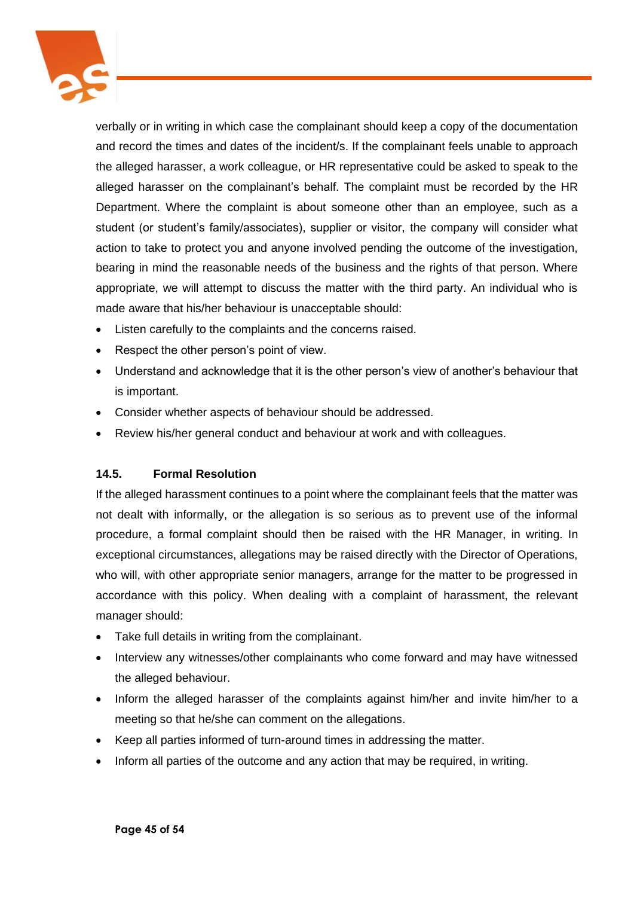verbally or in writing in which case the complainant should keep a copy of the documentation and record the times and dates of the incident/s. If the complainant feels unable to approach the alleged harasser, a work colleague, or HR representative could be asked to speak to the alleged harasser on the complainant's behalf. The complaint must be recorded by the HR Department. Where the complaint is about someone other than an employee, such as a student (or student's family/associates), supplier or visitor, the company will consider what action to take to protect you and anyone involved pending the outcome of the investigation, bearing in mind the reasonable needs of the business and the rights of that person. Where appropriate, we will attempt to discuss the matter with the third party. An individual who is made aware that his/her behaviour is unacceptable should:

- Listen carefully to the complaints and the concerns raised.
- Respect the other person's point of view.
- Understand and acknowledge that it is the other person's view of another's behaviour that is important.
- Consider whether aspects of behaviour should be addressed.
- Review his/her general conduct and behaviour at work and with colleagues.

### 14.5. Formal Resolution

If the alleged harassment continues to a point where the complainant feels that the matter was not dealt with informally, or the allegation is so serious as to prevent use of the informal procedure, a formal complaint should then be raised with the HR Manager, in writing. In exceptional circumstances, allegations may be raised directly with the Director of Operations, who will, with other appropriate senior managers, arrange for the matter to be progressed in accordance with this policy. When dealing with a complaint of harassment, the relevant manager should:

- Take full details in writing from the complainant.
- Interview any witnesses/other complainants who come forward and may have witnessed the alleged behaviour.
- Inform the alleged harasser of the complaints against him/her and invite him/her to a meeting so that he/she can comment on the allegations.
- Keep all parties informed of turn-around times in addressing the matter.
- Inform all parties of the outcome and any action that may be required, in writing.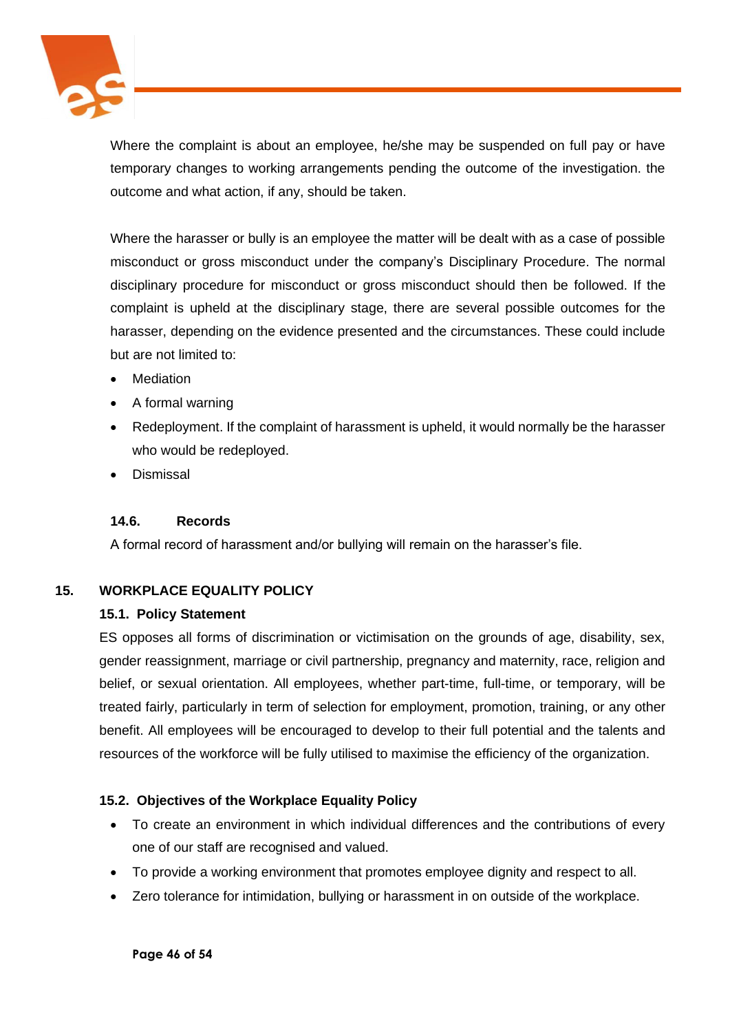Where the complaint is about an employee, he/she may be suspended on full pay or have temporary changes to working arrangements pending the outcome of the investigation. the outcome and what action, if any, should be taken.

Where the harasser or bully is an employee the matter will be dealt with as a case of possible misconduct or gross misconduct under the company's Disciplinary Procedure. The normal disciplinary procedure for misconduct or gross misconduct should then be followed. If the complaint is upheld at the disciplinary stage, there are several possible outcomes for the harasser, depending on the evidence presented and the circumstances. These could include but are not limited to:

- Mediation
- A formal warning
- Redeployment. If the complaint of harassment is upheld, it would normally be the harasser who would be redeployed.
- Dismissal

### 14.6. Records

A formal record of harassment and/or bullying will remain on the harasser's file.

## 15. WORKPLACE EQUALITY POLICY

### 15.1. Policy Statement

ES opposes all forms of discrimination or victimisation on the grounds of age, disability, sex, gender reassignment, marriage or civil partnership, pregnancy and maternity, race, religion and belief, or sexual orientation. All employees, whether part-time, full-time, or temporary, will be treated fairly, particularly in term of selection for employment, promotion, training, or any other benefit. All employees will be encouraged to develop to their full potential and the talents and resources of the workforce will be fully utilised to maximise the efficiency of the organization.

### 15.2. Objectives of the Workplace Equality Policy

- To create an environment in which individual differences and the contributions of every one of our staff are recognised and valued.
- To provide a working environment that promotes employee dignity and respect to all.
- Zero tolerance for intimidation, bullying or harassment in on outside of the workplace.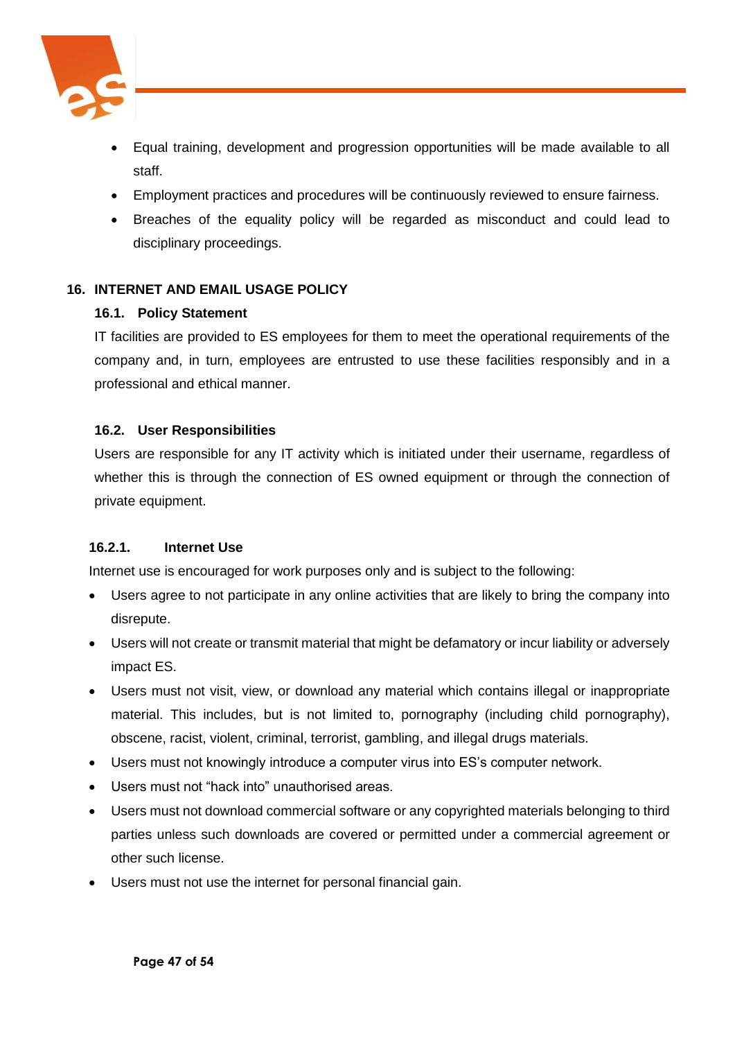- Equal training, development and progression opportunities will be made available to all staff.
- Employment practices and procedures will be continuously reviewed to ensure fairness.
- Breaches of the equality policy will be regarded as misconduct and could lead to disciplinary proceedings.

## 16. INTERNET AND EMAIL USAGE POLICY

### 16.1. Policy Statement

IT facilities are provided to ES employees for them to meet the operational requirements of the company and, in turn, employees are entrusted to use these facilities responsibly and in a professional and ethical manner.

### 16.2. User Responsibilities

Users are responsible for any IT activity which is initiated under their username, regardless of whether this is through the connection of ES owned equipment or through the connection of private equipment.

#### 16.2.1. Internet Use

Internet use is encouraged for work purposes only and is subject to the following:

- Users agree to not participate in any online activities that are likely to bring the company into disrepute.
- Users will not create or transmit material that might be defamatory or incur liability or adversely impact ES.
- Users must not visit, view, or download any material which contains illegal or inappropriate material. This includes, but is not limited to, pornography (including child pornography), obscene, racist, violent, criminal, terrorist, gambling, and illegal drugs materials.
- Users must not knowingly introduce a computer virus into ES's computer network.
- Users must not "hack into" unauthorised areas.
- Users must not download commercial software or any copyrighted materials belonging to third parties unless such downloads are covered or permitted under a commercial agreement or other such license.
- Users must not use the internet for personal financial gain.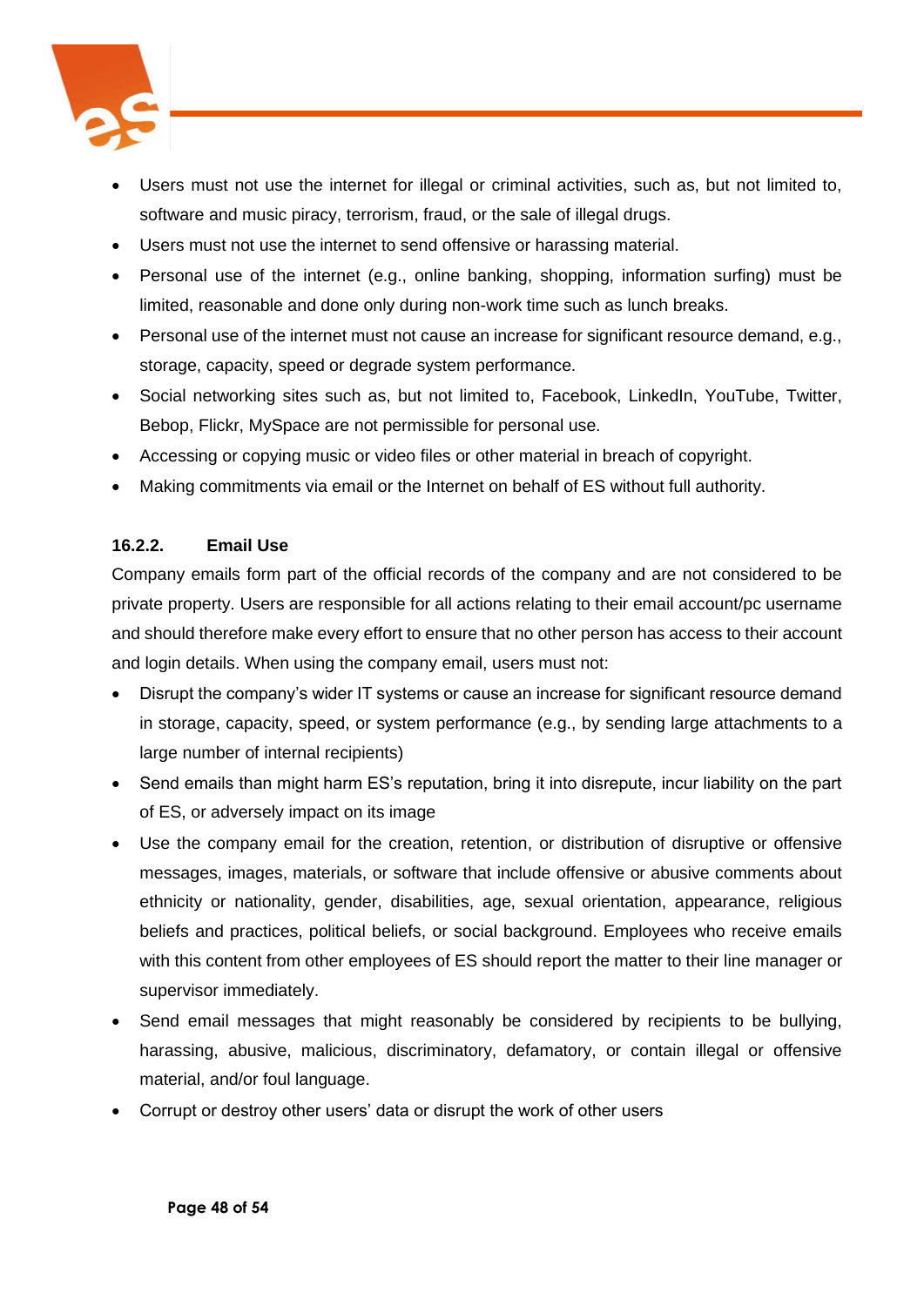- Users must not use the internet for illegal or criminal activities, such as, but not limited to, software and music piracy, terrorism, fraud, or the sale of illegal drugs.
- Users must not use the internet to send offensive or harassing material.
- Personal use of the internet (e.g., online banking, shopping, information surfing) must be limited, reasonable and done only during non-work time such as lunch breaks.
- Personal use of the internet must not cause an increase for significant resource demand, e.g., storage, capacity, speed or degrade system performance.
- Social networking sites such as, but not limited to, Facebook, LinkedIn, YouTube, Twitter, Bebop, Flickr, MySpace are not permissible for personal use.
- Accessing or copying music or video files or other material in breach of copyright.
- Making commitments via email or the Internet on behalf of ES without full authority.

#### 16.2.2. Email Use

Company emails form part of the official records of the company and are not considered to be private property. Users are responsible for all actions relating to their email account/pc username and should therefore make every effort to ensure that no other person has access to their account and login details. When using the company email, users must not:

- Disrupt the company's wider IT systems or cause an increase for significant resource demand in storage, capacity, speed, or system performance (e.g., by sending large attachments to a large number of internal recipients)
- Send emails than might harm ES's reputation, bring it into disrepute, incur liability on the part of ES, or adversely impact on its image
- Use the company email for the creation, retention, or distribution of disruptive or offensive messages, images, materials, or software that include offensive or abusive comments about ethnicity or nationality, gender, disabilities, age, sexual orientation, appearance, religious beliefs and practices, political beliefs, or social background. Employees who receive emails with this content from other employees of ES should report the matter to their line manager or supervisor immediately.
- Send email messages that might reasonably be considered by recipients to be bullying, harassing, abusive, malicious, discriminatory, defamatory, or contain illegal or offensive material, and/or foul language.
- Corrupt or destroy other users' data or disrupt the work of other users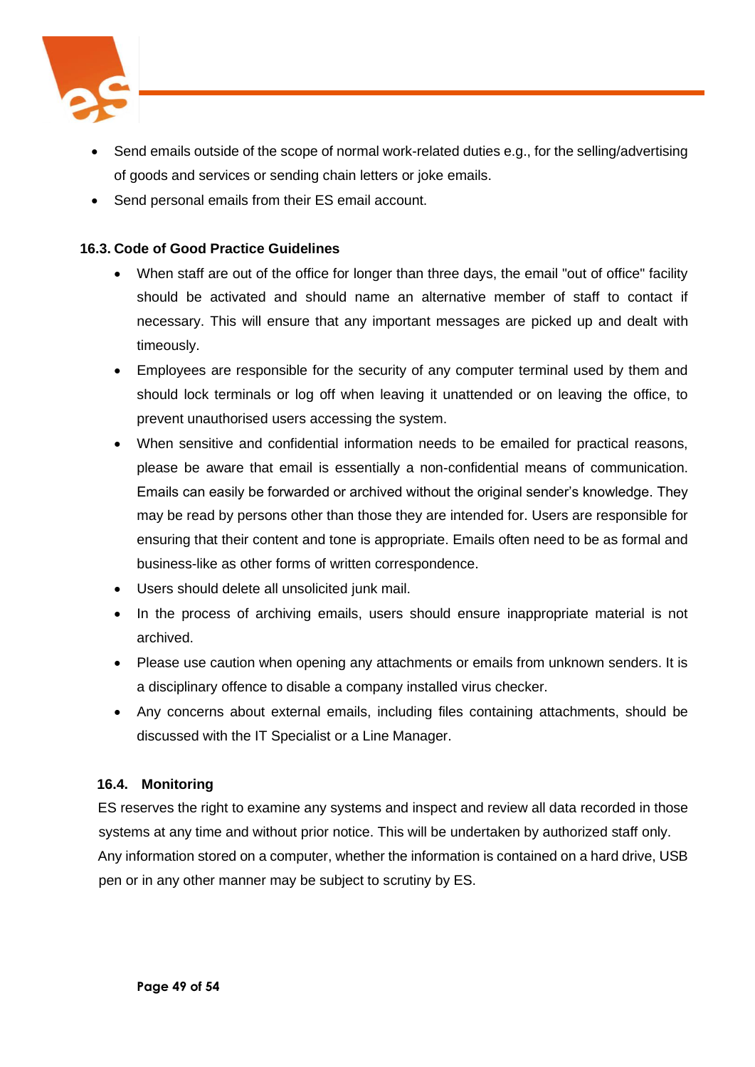- Send emails outside of the scope of normal work-related duties e.g., for the selling/advertising of goods and services or sending chain letters or joke emails.
- Send personal emails from their ES email account.

### 16.3. Code of Good Practice Guidelines

- When staff are out of the office for longer than three days, the email "out of office" facility should be activated and should name an alternative member of staff to contact if necessary. This will ensure that any important messages are picked up and dealt with timeously.
- Employees are responsible for the security of any computer terminal used by them and should lock terminals or log off when leaving it unattended or on leaving the office, to prevent unauthorised users accessing the system.
- When sensitive and confidential information needs to be emailed for practical reasons, please be aware that email is essentially a non-confidential means of communication. Emails can easily be forwarded or archived without the original sender's knowledge. They may be read by persons other than those they are intended for. Users are responsible for ensuring that their content and tone is appropriate. Emails often need to be as formal and business-like as other forms of written correspondence.
- Users should delete all unsolicited junk mail.
- In the process of archiving emails, users should ensure inappropriate material is not archived.
- Please use caution when opening any attachments or emails from unknown senders. It is a disciplinary offence to disable a company installed virus checker.
- Any concerns about external emails, including files containing attachments, should be discussed with the IT Specialist or a Line Manager.

### 16.4. Monitoring

ES reserves the right to examine any systems and inspect and review all data recorded in those systems at any time and without prior notice. This will be undertaken by authorized staff only. Any information stored on a computer, whether the information is contained on a hard drive, USB pen or in any other manner may be subject to scrutiny by ES.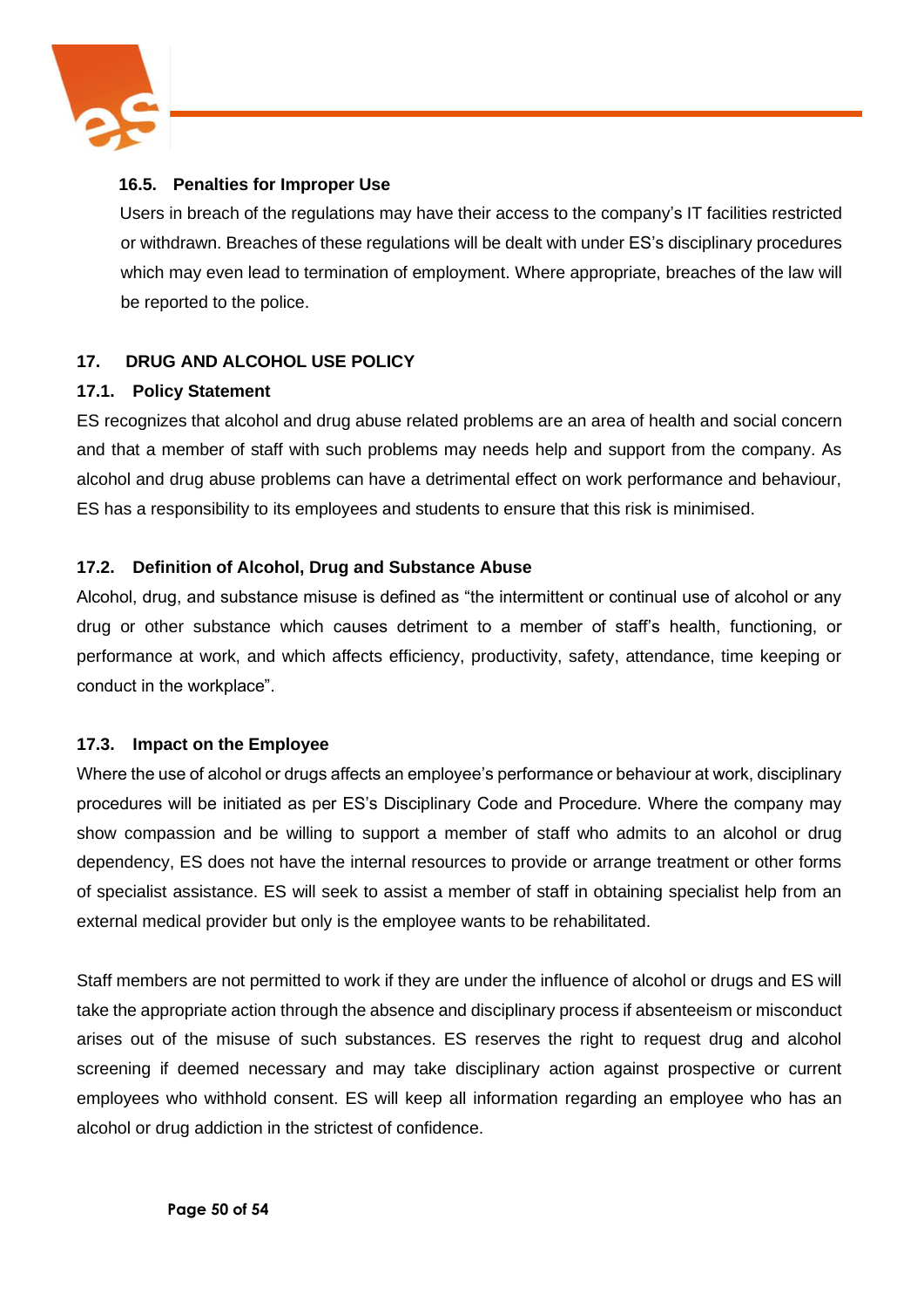### 16.5. Penalties for Improper Use

Users in breach of the regulations may have their access to the company's IT facilities restricted or withdrawn. Breaches of these regulations will be dealt with under ES's disciplinary procedures which may even lead to termination of employment. Where appropriate, breaches of the law will be reported to the police.

## 17. DRUG AND ALCOHOL USE POLICY

### 17.1. Policy Statement

ES recognizes that alcohol and drug abuse related problems are an area of health and social concern and that a member of staff with such problems may needs help and support from the company. As alcohol and drug abuse problems can have a detrimental effect on work performance and behaviour, ES has a responsibility to its employees and students to ensure that this risk is minimised.

### 17.2. Definition of Alcohol, Drug and Substance Abuse

Alcohol, drug, and substance misuse is defined as "the intermittent or continual use of alcohol or any drug or other substance which causes detriment to a member of staff's health, functioning, or performance at work, and which affects efficiency, productivity, safety, attendance, time keeping or conduct in the workplace".

### 17.3. Impact on the Employee

Where the use of alcohol or drugs affects an employee's performance or behaviour at work, disciplinary procedures will be initiated as per ES's Disciplinary Code and Procedure. Where the company may show compassion and be willing to support a member of staff who admits to an alcohol or drug dependency, ES does not have the internal resources to provide or arrange treatment or other forms of specialist assistance. ES will seek to assist a member of staff in obtaining specialist help from an external medical provider but only is the employee wants to be rehabilitated.

Staff members are not permitted to work if they are under the influence of alcohol or drugs and ES will take the appropriate action through the absence and disciplinary process if absenteeism or misconduct arises out of the misuse of such substances. ES reserves the right to request drug and alcohol screening if deemed necessary and may take disciplinary action against prospective or current employees who withhold consent. ES will keep all information regarding an employee who has an alcohol or drug addiction in the strictest of confidence.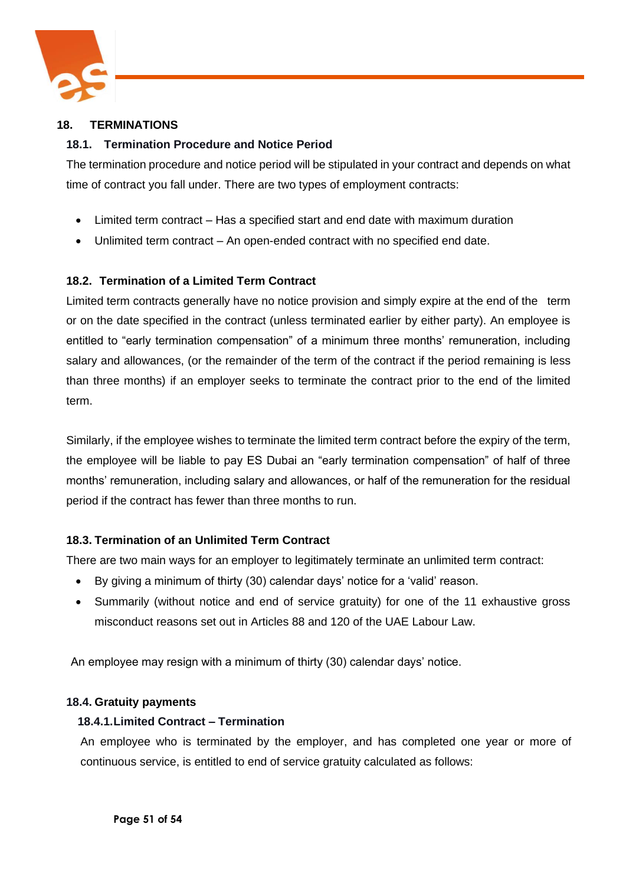## 18. TERMINATIONS

### 18.1. Termination Procedure and Notice Period

The termination procedure and notice period will be stipulated in your contract and depends on what time of contract you fall under. There are two types of employment contracts:

- Limited term contract – Has a specified start and end date with maximum duration
- Unlimited term contract – An open-ended contract with no specified end date.

### 18.2. Termination of a Limited Term Contract

Limited term contracts generally have no notice provision and simply expire at the end of the term or on the date specified in the contract (unless terminated earlier by either party). An employee is entitled to "early termination compensation" of a minimum three months' remuneration, including salary and allowances, (or the remainder of the term of the contract if the period remaining is less than three months) if an employer seeks to terminate the contract prior to the end of the limited term.

Similarly, if the employee wishes to terminate the limited term contract before the expiry of the term, the employee will be liable to pay ES Dubai an "early termination compensation" of half of three months' remuneration, including salary and allowances, or half of the remuneration for the residual period if the contract has fewer than three months to run.

### 18.3. Termination of an Unlimited Term Contract

There are two main ways for an employer to legitimately terminate an unlimited term contract:

- By giving a minimum of thirty (30) calendar days' notice for a 'valid' reason.
- Summarily (without notice and end of service gratuity) for one of the 11 exhaustive gross misconduct reasons set out in Articles 88 and 120 of the UAE Labour Law.

An employee may resign with a minimum of thirty (30) calendar days' notice.

### 18.4. Gratuity payments

#### 18.4.1. Limited Contract – Termination

An employee who is terminated by the employer, and has completed one year or more of continuous service, is entitled to end of service gratuity calculated as follows: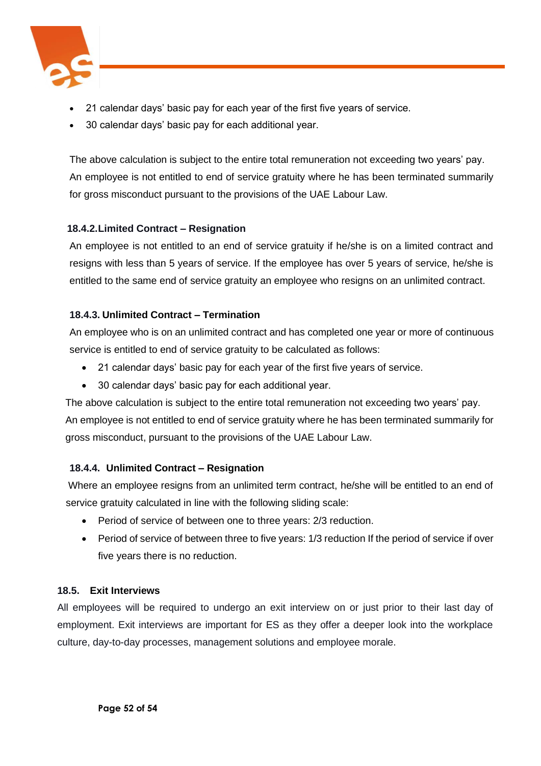- 21 calendar days' basic pay for each year of the first five years of service.
- 30 calendar days' basic pay for each additional year.

The above calculation is subject to the entire total remuneration not exceeding two years' pay. An employee is not entitled to end of service gratuity where he has been terminated summarily for gross misconduct pursuant to the provisions of the UAE Labour Law.

#### 18.4.2. Limited Contract – Resignation

An employee is not entitled to an end of service gratuity if he/she is on a limited contract and resigns with less than 5 years of service. If the employee has over 5 years of service, he/she is entitled to the same end of service gratuity an employee who resigns on an unlimited contract.

#### 18.4.3. Unlimited Contract – Termination

An employee who is on an unlimited contract and has completed one year or more of continuous service is entitled to end of service gratuity to be calculated as follows:

- 21 calendar days' basic pay for each year of the first five years of service.
- 30 calendar days' basic pay for each additional year.

The above calculation is subject to the entire total remuneration not exceeding two years' pay. An employee is not entitled to end of service gratuity where he has been terminated summarily for gross misconduct, pursuant to the provisions of the UAE Labour Law.

#### 18.4.4. Unlimited Contract – Resignation

Where an employee resigns from an unlimited term contract, he/she will be entitled to an end of service gratuity calculated in line with the following sliding scale:

- Period of service of between one to three years: 2/3 reduction.
- Period of service of between three to five years: 1/3 reduction If the period of service if over five years there is no reduction.

### 18.5. Exit Interviews

All employees will be required to undergo an exit interview on or just prior to their last day of employment. Exit interviews are important for ES as they offer a deeper look into the workplace culture, day-to-day processes, management solutions and employee morale.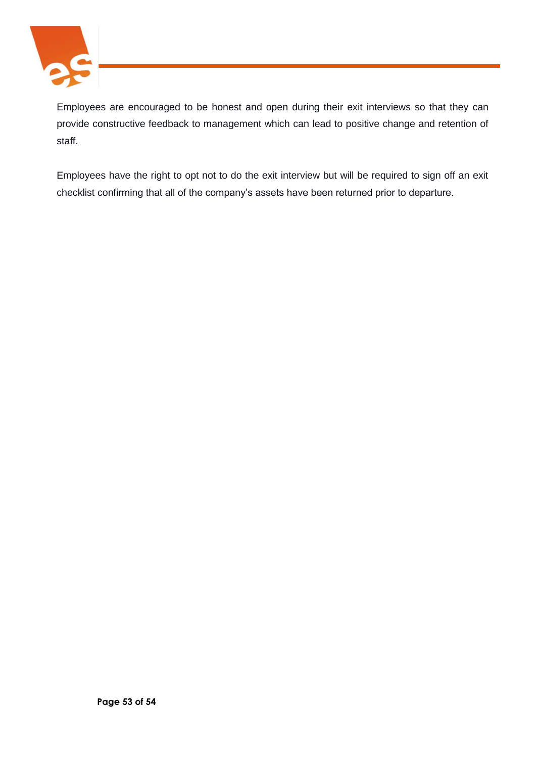Employees are encouraged to be honest and open during their exit interviews so that they can provide constructive feedback to management which can lead to positive change and retention of staff.

Employees have the right to opt not to do the exit interview but will be required to sign off an exit checklist confirming that all of the company's assets have been returned prior to departure.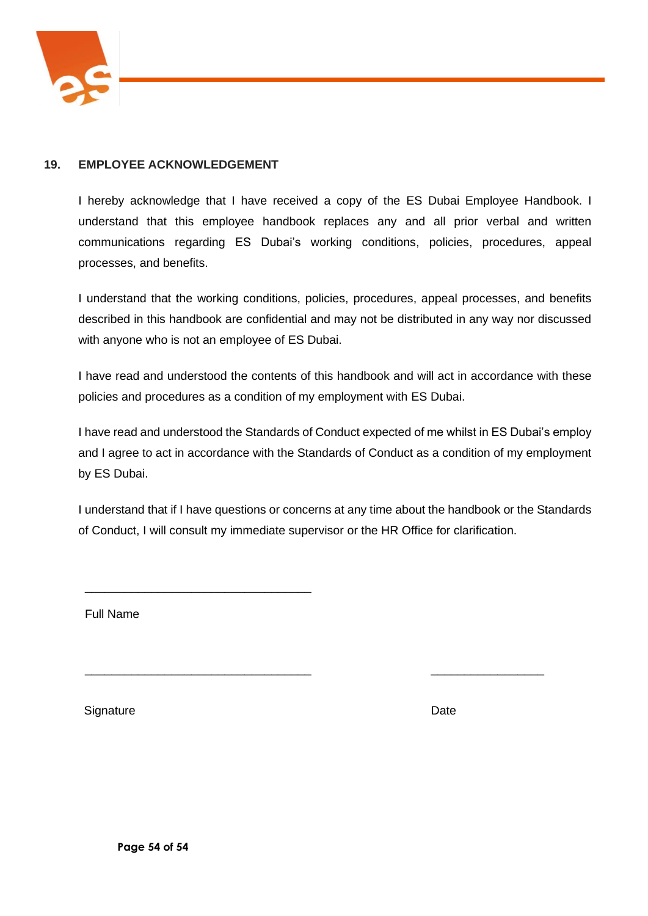## 19. EMPLOYEE ACKNOWLEDGEMENT

I hereby acknowledge that I have received a copy of the ES Dubai Employee Handbook. I understand that this employee handbook replaces any and all prior verbal and written communications regarding ES Dubai's working conditions, policies, procedures, appeal processes, and benefits.

I understand that the working conditions, policies, procedures, appeal processes, and benefits described in this handbook are confidential and may not be distributed in any way nor discussed with anyone who is not an employee of ES Dubai.

I have read and understood the contents of this handbook and will act in accordance with these policies and procedures as a condition of my employment with ES Dubai.

I have read and understood the Standards of Conduct expected of me whilst in ES Dubai's employ and I agree to act in accordance with the Standards of Conduct as a condition of my employment by ES Dubai.

I understand that if I have questions or concerns at any time about the handbook or the Standards of Conduct, I will consult my immediate supervisor or the HR Office for clarification.

_________________________________

Full Name

_________________________________ _________________

Signature Date